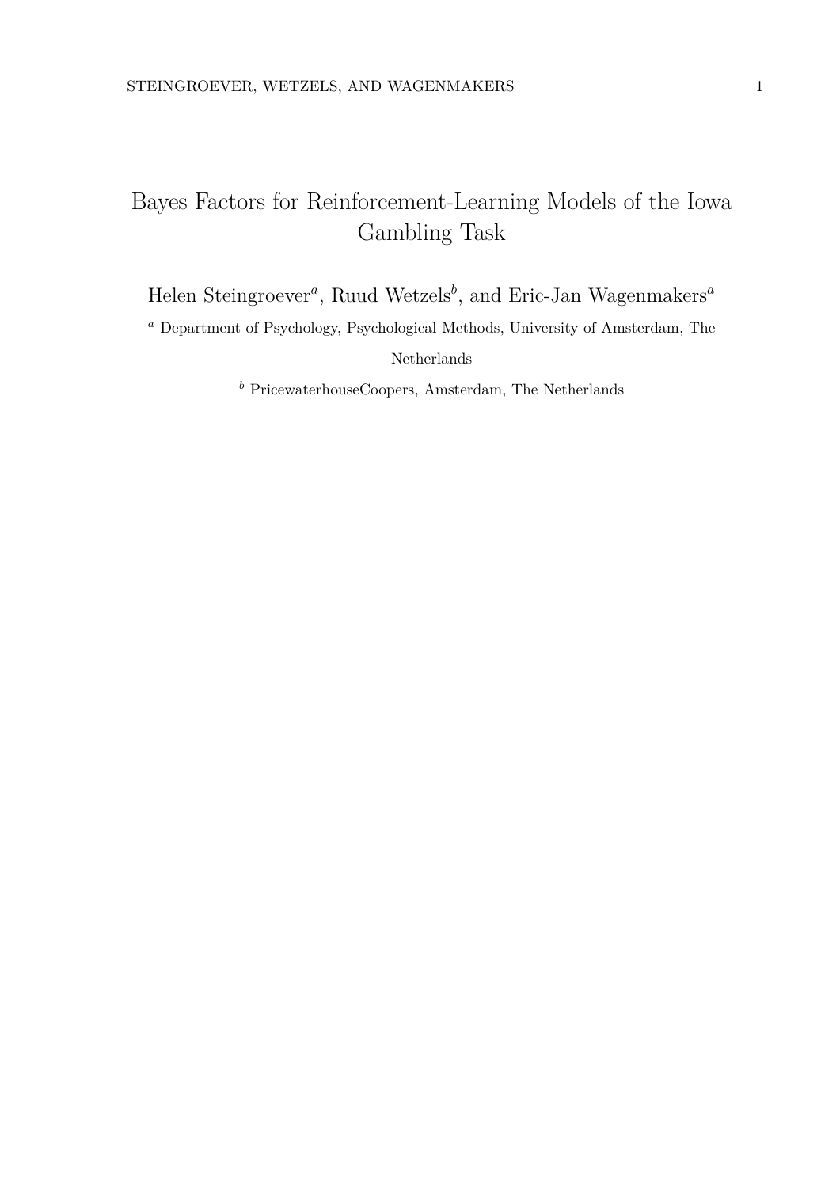# Bayes Factors for Reinforcement-Learning Models of the Iowa Gambling Task

Helen Steingroever[a], Ruud Wetzels[b], and Eric-Jan Wagenmakers[a]

[a] Department of Psychology, Psychological Methods, University of Amsterdam, The Netherlands

[b] PricewaterhouseCoopers, Amsterdam, The Netherlands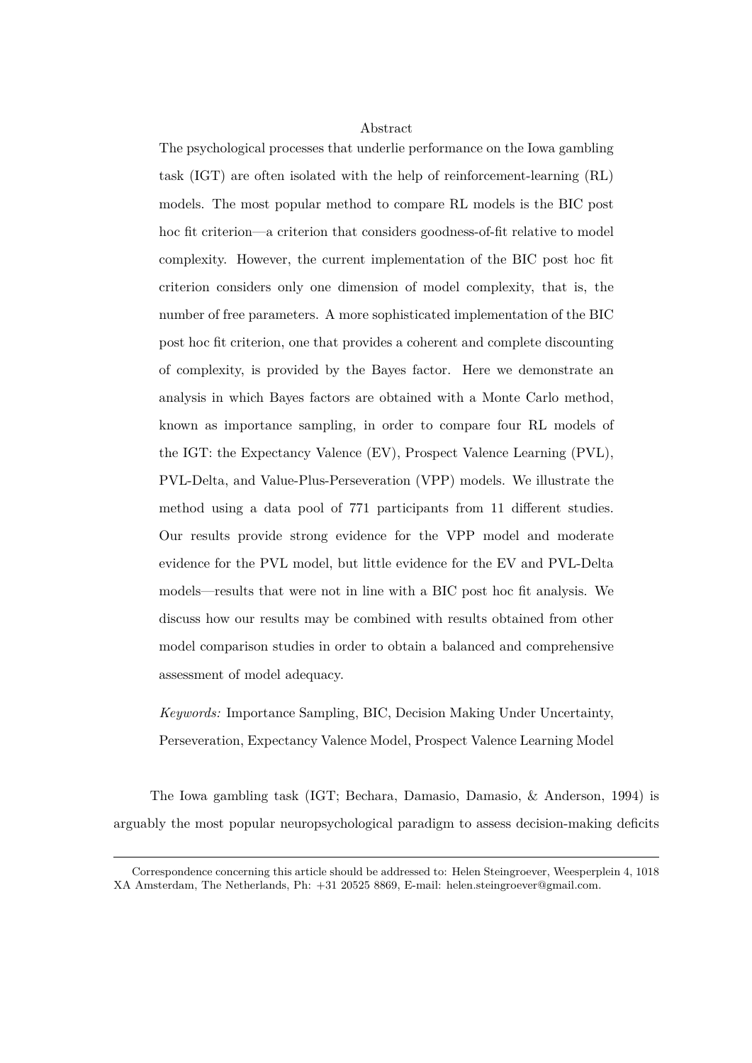## Abstract

The psychological processes that underlie performance on the Iowa gambling task (IGT) are often isolated with the help of reinforcement-learning (RL) models. The most popular method to compare RL models is the BIC post hoc fit criterion—a criterion that considers goodness-of-fit relative to model complexity. However, the current implementation of the BIC post hoc fit criterion considers only one dimension of model complexity, that is, the number of free parameters. A more sophisticated implementation of the BIC post hoc fit criterion, one that provides a coherent and complete discounting of complexity, is provided by the Bayes factor. Here we demonstrate an analysis in which Bayes factors are obtained with a Monte Carlo method, known as importance sampling, in order to compare four RL models of the IGT: the Expectancy Valence (EV), Prospect Valence Learning (PVL), PVL-Delta, and Value-Plus-Perseveration (VPP) models. We illustrate the method using a data pool of 771 participants from 11 different studies. Our results provide strong evidence for the VPP model and moderate evidence for the PVL model, but little evidence for the EV and PVL-Delta models—results that were not in line with a BIC post hoc fit analysis. We discuss how our results may be combined with results obtained from other model comparison studies in order to obtain a balanced and comprehensive assessment of model adequacy.

*Keywords:* Importance Sampling, BIC, Decision Making Under Uncertainty, Perseveration, Expectancy Valence Model, Prospect Valence Learning Model

The Iowa gambling task (IGT; Bechara, Damasio, Damasio, & Anderson, 1994) is arguably the most popular neuropsychological paradigm to assess decision-making deficits

Correspondence concerning this article should be addressed to: Helen Steingroever, Weesperplein 4, 1018 XA Amsterdam, The Netherlands, Ph: +31 20525 8869, E-mail: helen.steingroever@gmail.com.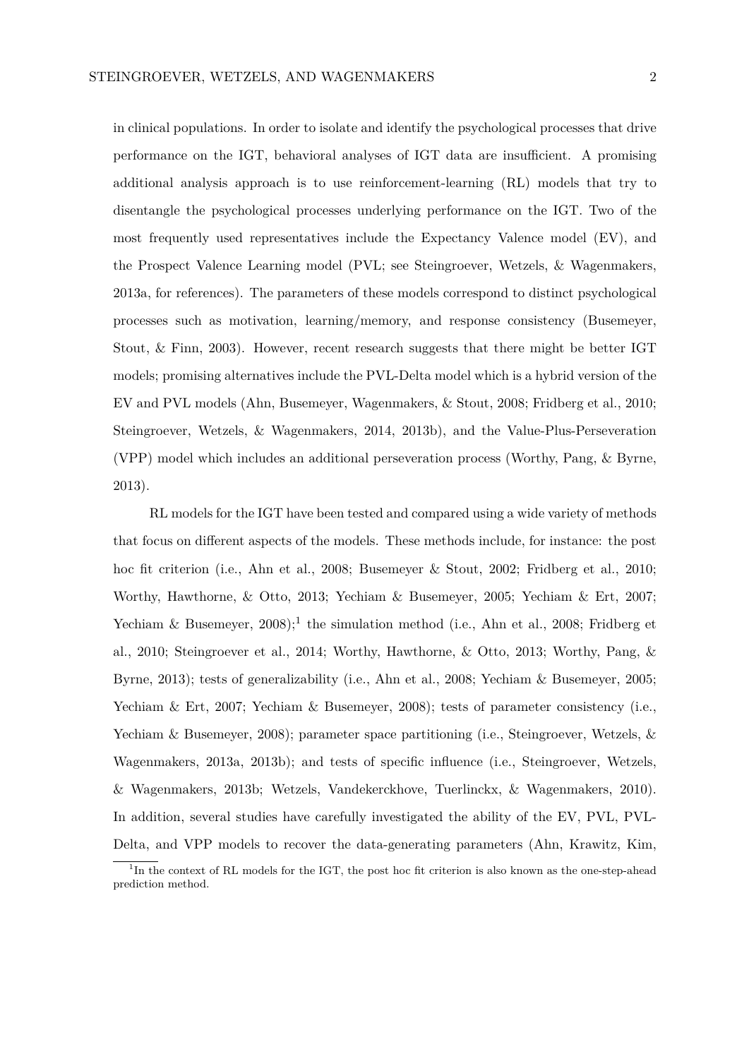in clinical populations. In order to isolate and identify the psychological processes that drive performance on the IGT, behavioral analyses of IGT data are insufficient. A promising additional analysis approach is to use reinforcement-learning (RL) models that try to disentangle the psychological processes underlying performance on the IGT. Two of the most frequently used representatives include the Expectancy Valence model (EV), and the Prospect Valence Learning model (PVL; see Steingroever, Wetzels, & Wagenmakers, 2013a, for references). The parameters of these models correspond to distinct psychological processes such as motivation, learning/memory, and response consistency (Busemeyer, Stout, & Finn, 2003). However, recent research suggests that there might be better IGT models; promising alternatives include the PVL-Delta model which is a hybrid version of the EV and PVL models (Ahn, Busemeyer, Wagenmakers, & Stout, 2008; Fridberg et al., 2010; Steingroever, Wetzels, & Wagenmakers, 2014, 2013b), and the Value-Plus-Perseveration (VPP) model which includes an additional perseveration process (Worthy, Pang, & Byrne, 2013).

RL models for the IGT have been tested and compared using a wide variety of methods that focus on different aspects of the models. These methods include, for instance: the post hoc fit criterion (i.e., Ahn et al., 2008; Busemeyer & Stout, 2002; Fridberg et al., 2010; Worthy, Hawthorne, & Otto, 2013; Yechiam & Busemeyer, 2005; Yechiam & Ert, 2007; Yechiam & Busemeyer, 2008);[1] the simulation method (i.e., Ahn et al., 2008; Fridberg et al., 2010; Steingroever et al., 2014; Worthy, Hawthorne, & Otto, 2013; Worthy, Pang, & Byrne, 2013); tests of generalizability (i.e., Ahn et al., 2008; Yechiam & Busemeyer, 2005; Yechiam & Ert, 2007; Yechiam & Busemeyer, 2008); tests of parameter consistency (i.e., Yechiam & Busemeyer, 2008); parameter space partitioning (i.e., Steingroever, Wetzels, & Wagenmakers, 2013a, 2013b); and tests of specific influence (i.e., Steingroever, Wetzels, & Wagenmakers, 2013b; Wetzels, Vandekerckhove, Tuerlinckx, & Wagenmakers, 2010). In addition, several studies have carefully investigated the ability of the EV, PVL, PVL-Delta, and VPP models to recover the data-generating parameters (Ahn, Krawitz, Kim,

[1] In the context of RL models for the IGT, the post hoc fit criterion is also known as the one-step-ahead prediction method.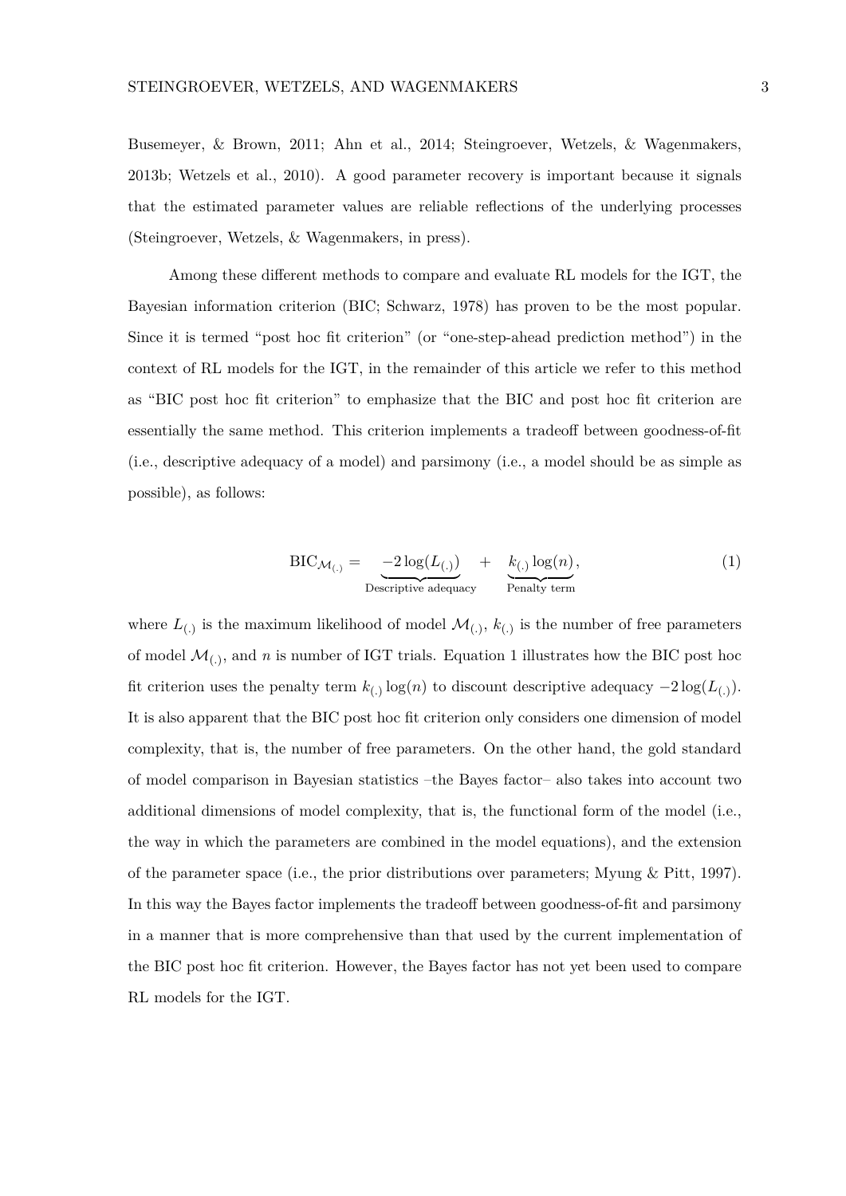Busemeyer, & Brown, 2011; Ahn et al., 2014; Steingroever, Wetzels, & Wagenmakers, 2013b; Wetzels et al., 2010). A good parameter recovery is important because it signals that the estimated parameter values are reliable reflections of the underlying processes (Steingroever, Wetzels, & Wagenmakers, in press).

Among these different methods to compare and evaluate RL models for the IGT, the Bayesian information criterion (BIC; Schwarz, 1978) has proven to be the most popular. Since it is termed "post hoc fit criterion" (or "one-step-ahead prediction method") in the context of RL models for the IGT, in the remainder of this article we refer to this method as "BIC post hoc fit criterion" to emphasize that the BIC and post hoc fit criterion are essentially the same method. This criterion implements a tradeoff between goodness-of-fit (i.e., descriptive adequacy of a model) and parsimony (i.e., a model should be as simple as possible), as follows:

$$\text{BIC}_{\mathcal{M}_{(.)}} = \underbrace{-2\log(L_{(.)})}_{\text{Descriptive adequacy}} + \underbrace{k_{(.)}\log(n)}_{\text{Penalty term}}, \tag{1}$$

where $L_{(.)}$ is the maximum likelihood of model $\mathcal{M}_{(.)}$, $k_{(.)}$ is the number of free parameters of model $\mathcal{M}_{(.)}$, and $n$ is number of IGT trials. Equation 1 illustrates how the BIC post hoc fit criterion uses the penalty term $k_{(.)}\log(n)$ to discount descriptive adequacy $-2\log(L_{(.)})$. It is also apparent that the BIC post hoc fit criterion only considers one dimension of model complexity, that is, the number of free parameters. On the other hand, the gold standard of model comparison in Bayesian statistics –the Bayes factor– also takes into account two additional dimensions of model complexity, that is, the functional form of the model (i.e., the way in which the parameters are combined in the model equations), and the extension of the parameter space (i.e., the prior distributions over parameters; Myung & Pitt, 1997). In this way the Bayes factor implements the tradeoff between goodness-of-fit and parsimony in a manner that is more comprehensive than that used by the current implementation of the BIC post hoc fit criterion. However, the Bayes factor has not yet been used to compare RL models for the IGT.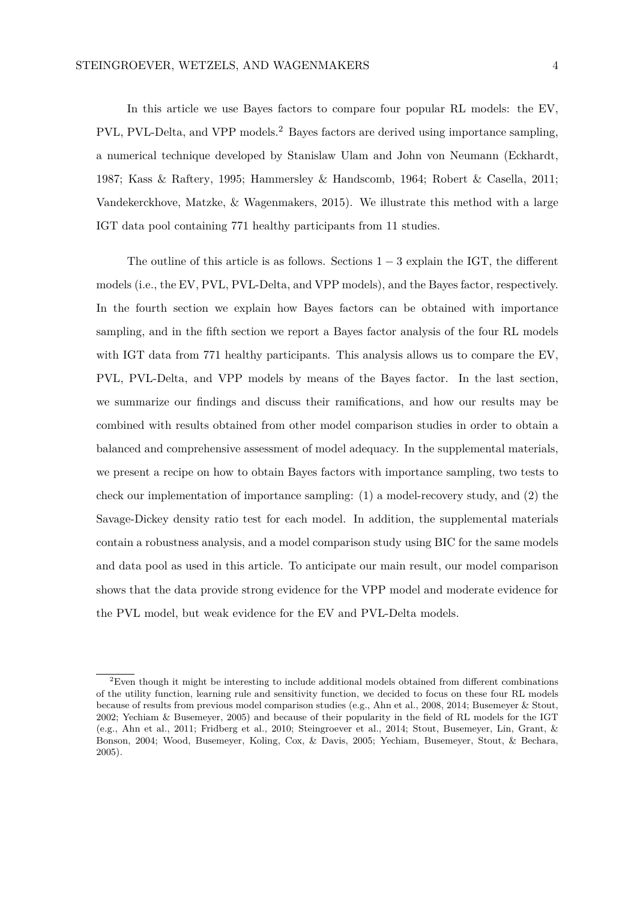In this article we use Bayes factors to compare four popular RL models: the EV, PVL, PVL-Delta, and VPP models.[2] Bayes factors are derived using importance sampling, a numerical technique developed by Stanislaw Ulam and John von Neumann (Eckhardt, 1987; Kass & Raftery, 1995; Hammersley & Handscomb, 1964; Robert & Casella, 2011; Vandekerckhove, Matzke, & Wagenmakers, 2015). We illustrate this method with a large IGT data pool containing 771 healthy participants from 11 studies.

The outline of this article is as follows. Sections $1-3$ explain the IGT, the different models (i.e., the EV, PVL, PVL-Delta, and VPP models), and the Bayes factor, respectively. In the fourth section we explain how Bayes factors can be obtained with importance sampling, and in the fifth section we report a Bayes factor analysis of the four RL models with IGT data from 771 healthy participants. This analysis allows us to compare the EV, PVL, PVL-Delta, and VPP models by means of the Bayes factor. In the last section, we summarize our findings and discuss their ramifications, and how our results may be combined with results obtained from other model comparison studies in order to obtain a balanced and comprehensive assessment of model adequacy. In the supplemental materials, we present a recipe on how to obtain Bayes factors with importance sampling, two tests to check our implementation of importance sampling: (1) a model-recovery study, and (2) the Savage-Dickey density ratio test for each model. In addition, the supplemental materials contain a robustness analysis, and a model comparison study using BIC for the same models and data pool as used in this article. To anticipate our main result, our model comparison shows that the data provide strong evidence for the VPP model and moderate evidence for the PVL model, but weak evidence for the EV and PVL-Delta models.

[2]Even though it might be interesting to include additional models obtained from different combinations of the utility function, learning rule and sensitivity function, we decided to focus on these four RL models because of results from previous model comparison studies (e.g., Ahn et al., 2008, 2014; Busemeyer & Stout, 2002; Yechiam & Busemeyer, 2005) and because of their popularity in the field of RL models for the IGT (e.g., Ahn et al., 2011; Fridberg et al., 2010; Steingroever et al., 2014; Stout, Busemeyer, Lin, Grant, & Bonson, 2004; Wood, Busemeyer, Koling, Cox, & Davis, 2005; Yechiam, Busemeyer, Stout, & Bechara, 2005).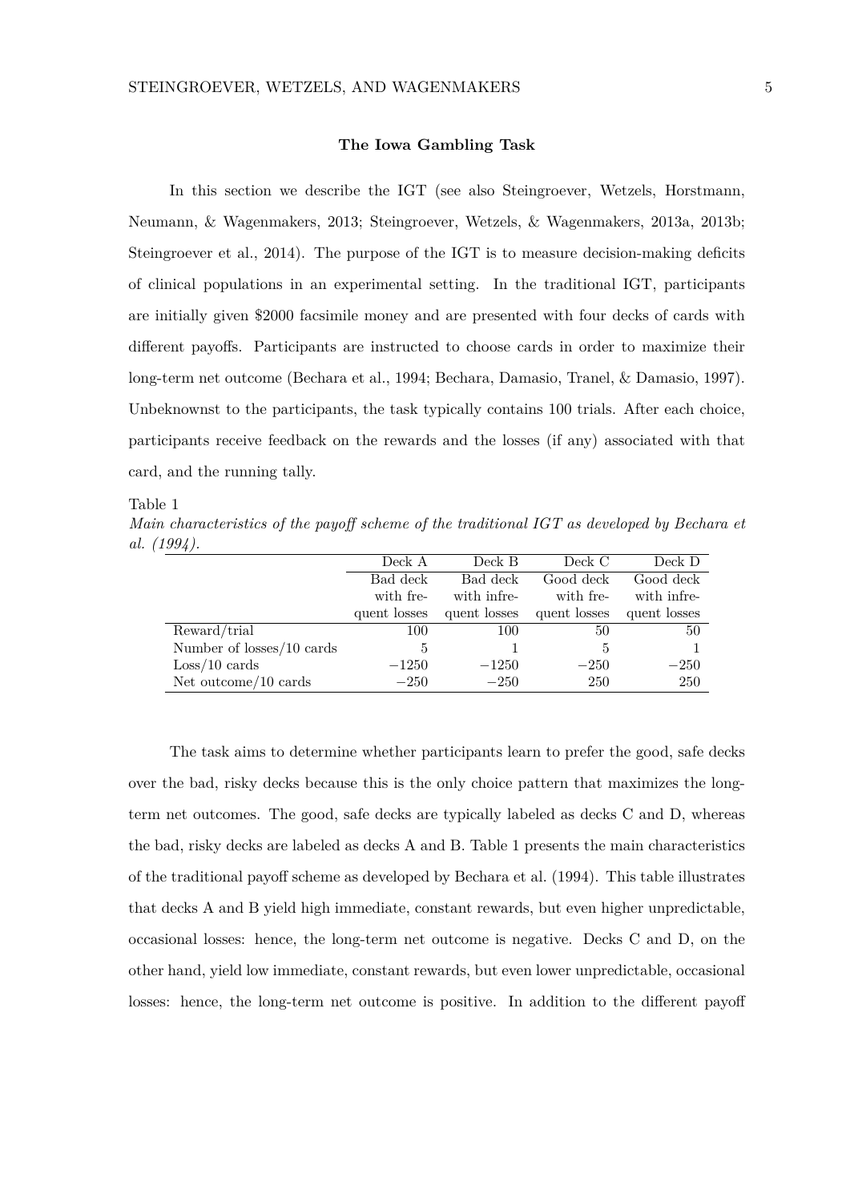## The Iowa Gambling Task

In this section we describe the IGT (see also Steingroever, Wetzels, Horstmann, Neumann, & Wagenmakers, 2013; Steingroever, Wetzels, & Wagenmakers, 2013a, 2013b; Steingroever et al., 2014). The purpose of the IGT is to measure decision-making deficits of clinical populations in an experimental setting. In the traditional IGT, participants are initially given \$2000 facsimile money and are presented with four decks of cards with different payoffs. Participants are instructed to choose cards in order to maximize their long-term net outcome (Bechara et al., 1994; Bechara, Damasio, Tranel, & Damasio, 1997). Unbeknownst to the participants, the task typically contains 100 trials. After each choice, participants receive feedback on the rewards and the losses (if any) associated with that card, and the running tally.

Table 1
*Main characteristics of the payoff scheme of the traditional IGT as developed by Bechara et al. (1994).*

| | Deck A | Deck B | Deck C | Deck D |
|---|---|---|---|---|
| | Bad deck with frequent losses | Bad deck with infrequent losses | Good deck with frequent losses | Good deck with infrequent losses |
| Reward/trial | 100 | 100 | 50 | 50 |
| Number of losses/10 cards | 5 | 1 | 5 | 1 |
| Loss/10 cards | −1250 | −1250 | −250 | −250 |
| Net outcome/10 cards | −250 | −250 | 250 | 250 |

The task aims to determine whether participants learn to prefer the good, safe decks over the bad, risky decks because this is the only choice pattern that maximizes the long-term net outcomes. The good, safe decks are typically labeled as decks C and D, whereas the bad, risky decks are labeled as decks A and B. Table 1 presents the main characteristics of the traditional payoff scheme as developed by Bechara et al. (1994). This table illustrates that decks A and B yield high immediate, constant rewards, but even higher unpredictable, occasional losses: hence, the long-term net outcome is negative. Decks C and D, on the other hand, yield low immediate, constant rewards, but even lower unpredictable, occasional losses: hence, the long-term net outcome is positive. In addition to the different payoff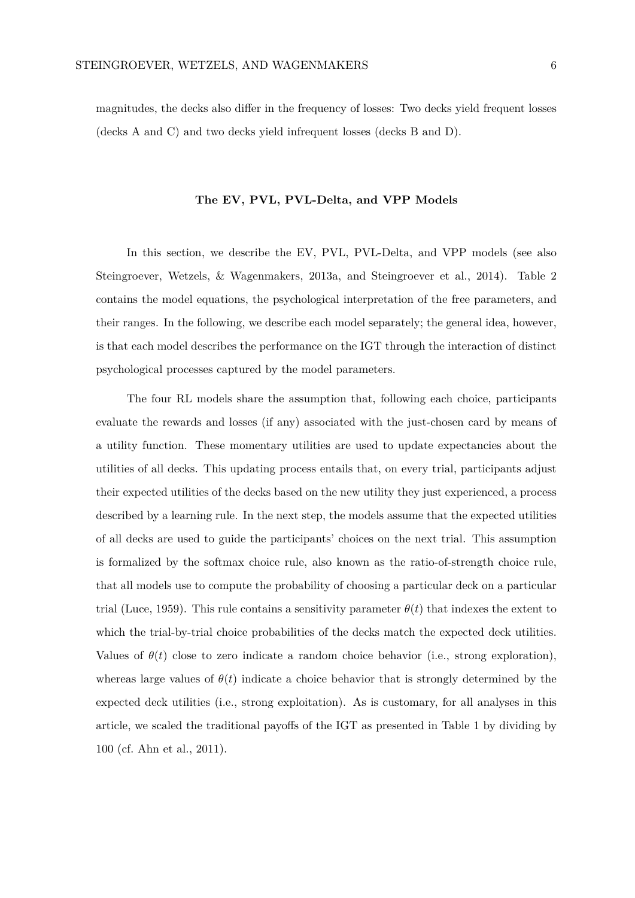magnitudes, the decks also differ in the frequency of losses: Two decks yield frequent losses (decks A and C) and two decks yield infrequent losses (decks B and D).

## The EV, PVL, PVL-Delta, and VPP Models

In this section, we describe the EV, PVL, PVL-Delta, and VPP models (see also Steingroever, Wetzels, & Wagenmakers, 2013a, and Steingroever et al., 2014). Table 2 contains the model equations, the psychological interpretation of the free parameters, and their ranges. In the following, we describe each model separately; the general idea, however, is that each model describes the performance on the IGT through the interaction of distinct psychological processes captured by the model parameters.

The four RL models share the assumption that, following each choice, participants evaluate the rewards and losses (if any) associated with the just-chosen card by means of a utility function. These momentary utilities are used to update expectancies about the utilities of all decks. This updating process entails that, on every trial, participants adjust their expected utilities of the decks based on the new utility they just experienced, a process described by a learning rule. In the next step, the models assume that the expected utilities of all decks are used to guide the participants' choices on the next trial. This assumption is formalized by the softmax choice rule, also known as the ratio-of-strength choice rule, that all models use to compute the probability of choosing a particular deck on a particular trial (Luce, 1959). This rule contains a sensitivity parameter $\theta(t)$ that indexes the extent to which the trial-by-trial choice probabilities of the decks match the expected deck utilities. Values of $\theta(t)$ close to zero indicate a random choice behavior (i.e., strong exploration), whereas large values of $\theta(t)$ indicate a choice behavior that is strongly determined by the expected deck utilities (i.e., strong exploitation). As is customary, for all analyses in this article, we scaled the traditional payoffs of the IGT as presented in Table 1 by dividing by 100 (cf. Ahn et al., 2011).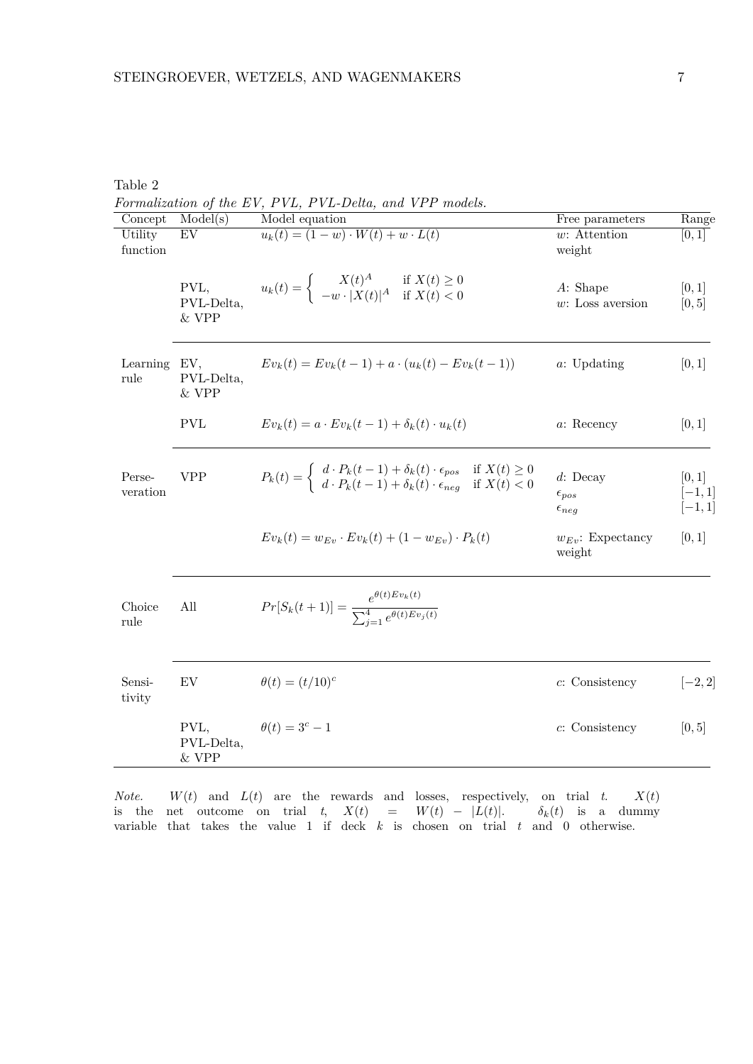Table 2

*Formalization of the EV, PVL, PVL-Delta, and VPP models.*

| Concept | Model(s) | Model equation | Free parameters | Range |
|---|---|---|---|---|
| Utility function | EV | $u_k(t) = (1-w) \cdot W(t) + w \cdot L(t)$ | $w$: Attention weight | $[0, 1]$ |
| | PVL, PVL-Delta, & VPP | $u_k(t) = \begin{cases} X(t)^A & \text{if } X(t) \geq 0 \\ -w \cdot \lvert X(t) \rvert^A & \text{if } X(t) < 0 \end{cases}$ | $A$: Shape<br>$w$: Loss aversion | $[0, 1]$<br>$[0, 5]$ |
| Learning rule | EV, PVL-Delta, & VPP | $Ev_k(t) = Ev_k(t-1) + a \cdot (u_k(t) - Ev_k(t-1))$ | $a$: Updating | $[0, 1]$ |
| | PVL | $Ev_k(t) = a \cdot Ev_k(t-1) + \delta_k(t) \cdot u_k(t)$ | $a$: Recency | $[0, 1]$ |
| Perseveration | VPP | $P_k(t) = \begin{cases} d \cdot P_k(t-1) + \delta_k(t) \cdot \epsilon_{pos} & \text{if } X(t) \geq 0 \\ d \cdot P_k(t-1) + \delta_k(t) \cdot \epsilon_{neg} & \text{if } X(t) < 0 \end{cases}$ | $d$: Decay<br>$\epsilon_{pos}$<br>$\epsilon_{neg}$ | $[0, 1]$<br>$[-1, 1]$<br>$[-1, 1]$ |
| | | $Ev_k(t) = w_{Ev} \cdot Ev_k(t) + (1 - w_{Ev}) \cdot P_k(t)$ | $w_{Ev}$: Expectancy weight | $[0, 1]$ |
| Choice rule | All | $Pr[S_k(t+1)] = \dfrac{e^{\theta(t)Ev_k(t)}}{\sum_{j=1}^{4} e^{\theta(t)Ev_j(t)}}$ | | |
| Sensitivity | EV | $\theta(t) = (t/10)^c$ | $c$: Consistency | $[-2, 2]$ |
| | PVL, PVL-Delta, & VPP | $\theta(t) = 3^c - 1$ | $c$: Consistency | $[0, 5]$ |

*Note.* $W(t)$ and $L(t)$ are the rewards and losses, respectively, on trial $t$. $X(t)$ is the net outcome on trial $t$, $X(t) = W(t) - |L(t)|$. $\delta_k(t)$ is a dummy variable that takes the value 1 if deck $k$ is chosen on trial $t$ and 0 otherwise.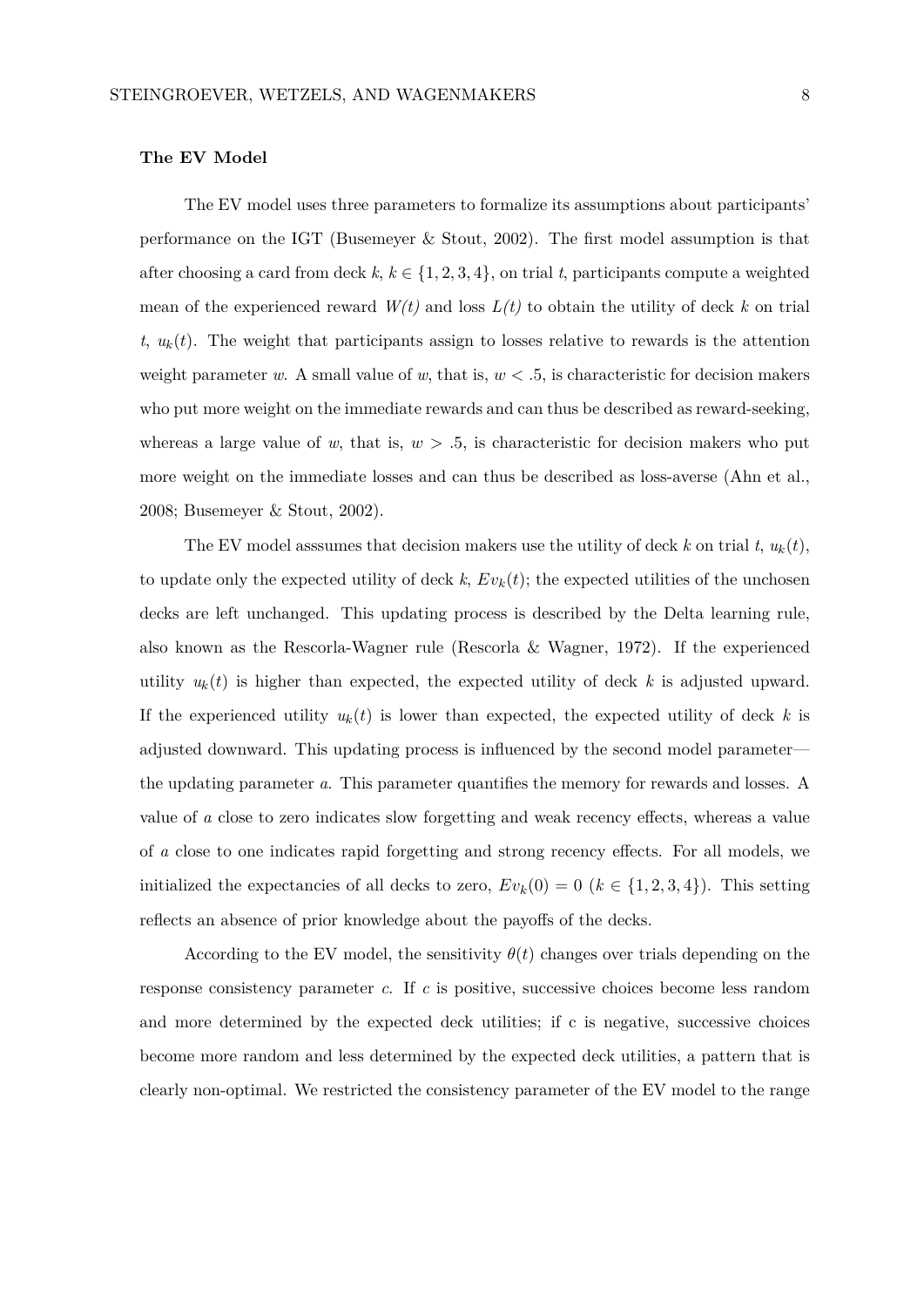### The EV Model

The EV model uses three parameters to formalize its assumptions about participants' performance on the IGT (Busemeyer & Stout, 2002). The first model assumption is that after choosing a card from deck $k$, $k \in \{1, 2, 3, 4\}$, on trial $t$, participants compute a weighted mean of the experienced reward $W(t)$ and loss $L(t)$ to obtain the utility of deck $k$ on trial $t$, $u_k(t)$. The weight that participants assign to losses relative to rewards is the attention weight parameter $w$. A small value of $w$, that is, $w < .5$, is characteristic for decision makers who put more weight on the immediate rewards and can thus be described as reward-seeking, whereas a large value of $w$, that is, $w > .5$, is characteristic for decision makers who put more weight on the immediate losses and can thus be described as loss-averse (Ahn et al., 2008; Busemeyer & Stout, 2002).

The EV model asssumes that decision makers use the utility of deck $k$ on trial $t$, $u_k(t)$, to update only the expected utility of deck $k$, $Ev_k(t)$; the expected utilities of the unchosen decks are left unchanged. This updating process is described by the Delta learning rule, also known as the Rescorla-Wagner rule (Rescorla & Wagner, 1972). If the experienced utility $u_k(t)$ is higher than expected, the expected utility of deck $k$ is adjusted upward. If the experienced utility $u_k(t)$ is lower than expected, the expected utility of deck $k$ is adjusted downward. This updating process is influenced by the second model parameter—the updating parameter $a$. This parameter quantifies the memory for rewards and losses. A value of $a$ close to zero indicates slow forgetting and weak recency effects, whereas a value of $a$ close to one indicates rapid forgetting and strong recency effects. For all models, we initialized the expectancies of all decks to zero, $Ev_k(0) = 0$ ($k \in \{1, 2, 3, 4\}$). This setting reflects an absence of prior knowledge about the payoffs of the decks.

According to the EV model, the sensitivity $\theta(t)$ changes over trials depending on the response consistency parameter $c$. If $c$ is positive, successive choices become less random and more determined by the expected deck utilities; if c is negative, successive choices become more random and less determined by the expected deck utilities, a pattern that is clearly non-optimal. We restricted the consistency parameter of the EV model to the range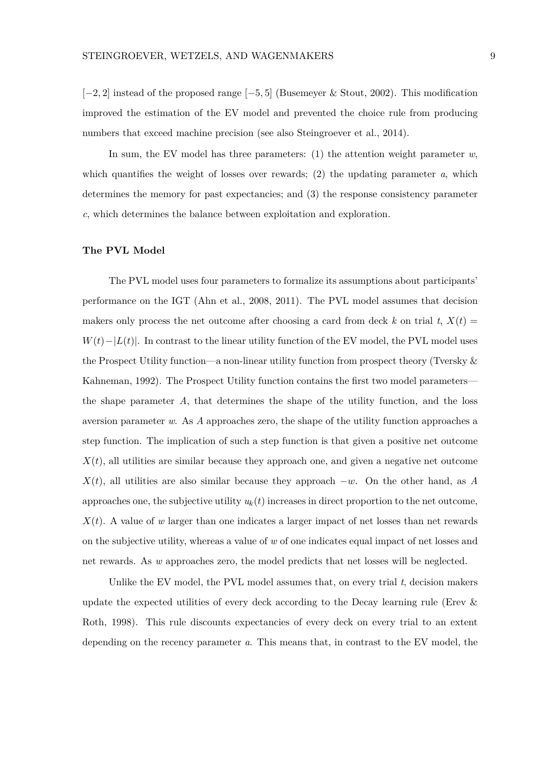$[-2, 2]$ instead of the proposed range $[-5, 5]$ (Busemeyer & Stout, 2002). This modification improved the estimation of the EV model and prevented the choice rule from producing numbers that exceed machine precision (see also Steingroever et al., 2014).

In sum, the EV model has three parameters: (1) the attention weight parameter $w$, which quantifies the weight of losses over rewards; (2) the updating parameter $a$, which determines the memory for past expectancies; and (3) the response consistency parameter $c$, which determines the balance between exploitation and exploration.

### The PVL Model

The PVL model uses four parameters to formalize its assumptions about participants' performance on the IGT (Ahn et al., 2008, 2011). The PVL model assumes that decision makers only process the net outcome after choosing a card from deck $k$ on trial $t$, $X(t) = W(t) - |L(t)|$. In contrast to the linear utility function of the EV model, the PVL model uses the Prospect Utility function—a non-linear utility function from prospect theory (Tversky & Kahneman, 1992). The Prospect Utility function contains the first two model parameters—the shape parameter $A$, that determines the shape of the utility function, and the loss aversion parameter $w$. As $A$ approaches zero, the shape of the utility function approaches a step function. The implication of such a step function is that given a positive net outcome $X(t)$, all utilities are similar because they approach one, and given a negative net outcome $X(t)$, all utilities are also similar because they approach $-w$. On the other hand, as $A$ approaches one, the subjective utility $u_k(t)$ increases in direct proportion to the net outcome, $X(t)$. A value of $w$ larger than one indicates a larger impact of net losses than net rewards on the subjective utility, whereas a value of $w$ of one indicates equal impact of net losses and net rewards. As $w$ approaches zero, the model predicts that net losses will be neglected.

Unlike the EV model, the PVL model assumes that, on every trial $t$, decision makers update the expected utilities of every deck according to the Decay learning rule (Erev & Roth, 1998). This rule discounts expectancies of every deck on every trial to an extent depending on the recency parameter $a$. This means that, in contrast to the EV model, the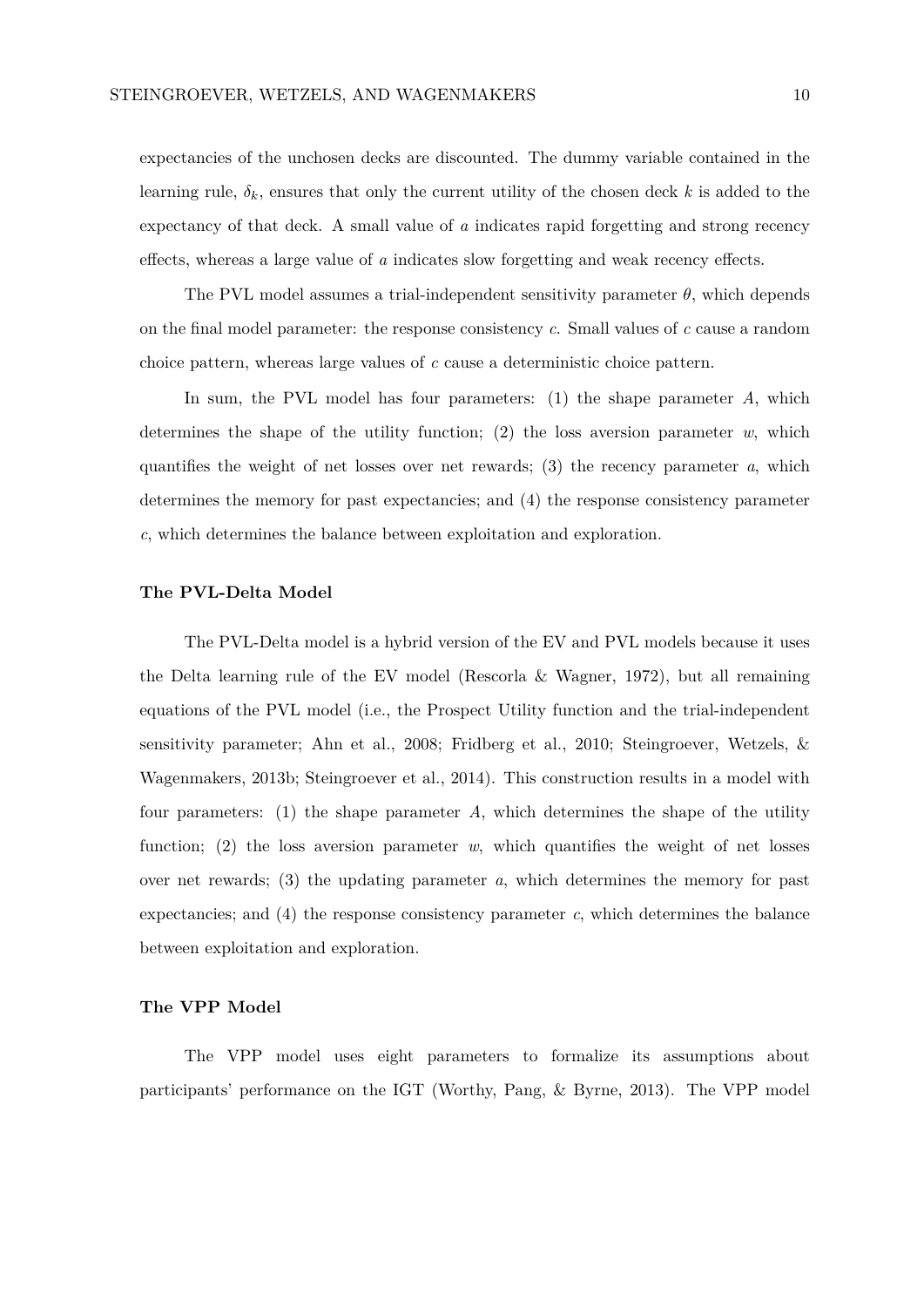expectancies of the unchosen decks are discounted. The dummy variable contained in the learning rule, $\delta_k$, ensures that only the current utility of the chosen deck $k$ is added to the expectancy of that deck. A small value of $a$ indicates rapid forgetting and strong recency effects, whereas a large value of $a$ indicates slow forgetting and weak recency effects.

The PVL model assumes a trial-independent sensitivity parameter $\theta$, which depends on the final model parameter: the response consistency $c$. Small values of $c$ cause a random choice pattern, whereas large values of $c$ cause a deterministic choice pattern.

In sum, the PVL model has four parameters: (1) the shape parameter $A$, which determines the shape of the utility function; (2) the loss aversion parameter $w$, which quantifies the weight of net losses over net rewards; (3) the recency parameter $a$, which determines the memory for past expectancies; and (4) the response consistency parameter $c$, which determines the balance between exploitation and exploration.

### The PVL-Delta Model

The PVL-Delta model is a hybrid version of the EV and PVL models because it uses the Delta learning rule of the EV model (Rescorla & Wagner, 1972), but all remaining equations of the PVL model (i.e., the Prospect Utility function and the trial-independent sensitivity parameter; Ahn et al., 2008; Fridberg et al., 2010; Steingroever, Wetzels, & Wagenmakers, 2013b; Steingroever et al., 2014). This construction results in a model with four parameters: (1) the shape parameter $A$, which determines the shape of the utility function; (2) the loss aversion parameter $w$, which quantifies the weight of net losses over net rewards; (3) the updating parameter $a$, which determines the memory for past expectancies; and (4) the response consistency parameter $c$, which determines the balance between exploitation and exploration.

### The VPP Model

The VPP model uses eight parameters to formalize its assumptions about participants' performance on the IGT (Worthy, Pang, & Byrne, 2013). The VPP model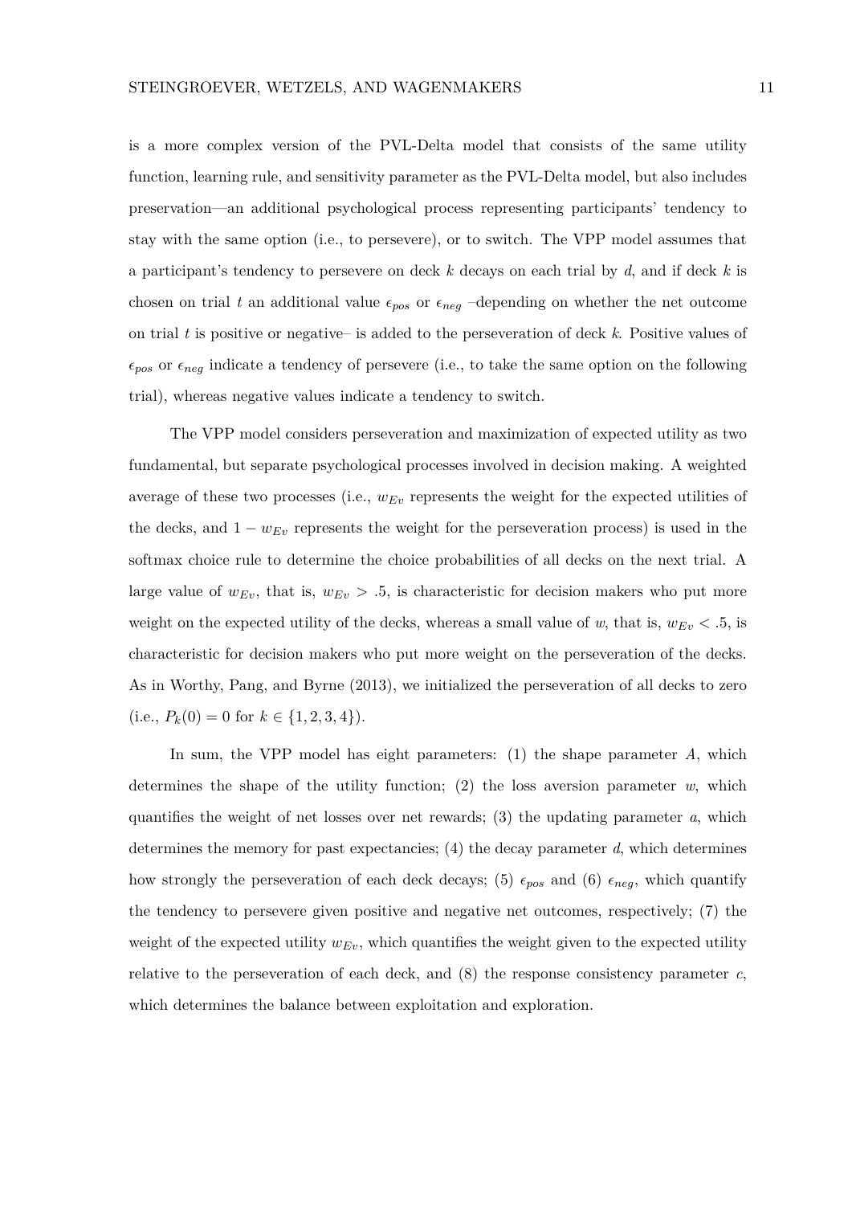is a more complex version of the PVL-Delta model that consists of the same utility function, learning rule, and sensitivity parameter as the PVL-Delta model, but also includes preservation—an additional psychological process representing participants' tendency to stay with the same option (i.e., to persevere), or to switch. The VPP model assumes that a participant's tendency to persevere on deck $k$ decays on each trial by $d$, and if deck $k$ is chosen on trial $t$ an additional value $\epsilon_{pos}$ or $\epsilon_{neg}$ –depending on whether the net outcome on trial $t$ is positive or negative– is added to the perseveration of deck $k$. Positive values of $\epsilon_{pos}$ or $\epsilon_{neg}$ indicate a tendency of persevere (i.e., to take the same option on the following trial), whereas negative values indicate a tendency to switch.

The VPP model considers perseveration and maximization of expected utility as two fundamental, but separate psychological processes involved in decision making. A weighted average of these two processes (i.e., $w_{Ev}$ represents the weight for the expected utilities of the decks, and $1 - w_{Ev}$ represents the weight for the perseveration process) is used in the softmax choice rule to determine the choice probabilities of all decks on the next trial. A large value of $w_{Ev}$, that is, $w_{Ev} > .5$, is characteristic for decision makers who put more weight on the expected utility of the decks, whereas a small value of $w$, that is, $w_{Ev} < .5$, is characteristic for decision makers who put more weight on the perseveration of the decks. As in Worthy, Pang, and Byrne (2013), we initialized the perseveration of all decks to zero (i.e., $P_k(0) = 0$ for $k \in \{1, 2, 3, 4\}$).

In sum, the VPP model has eight parameters: (1) the shape parameter $A$, which determines the shape of the utility function; (2) the loss aversion parameter $w$, which quantifies the weight of net losses over net rewards; (3) the updating parameter $a$, which determines the memory for past expectancies; (4) the decay parameter $d$, which determines how strongly the perseveration of each deck decays; (5) $\epsilon_{pos}$ and (6) $\epsilon_{neg}$, which quantify the tendency to persevere given positive and negative net outcomes, respectively; (7) the weight of the expected utility $w_{Ev}$, which quantifies the weight given to the expected utility relative to the perseveration of each deck, and (8) the response consistency parameter $c$, which determines the balance between exploitation and exploration.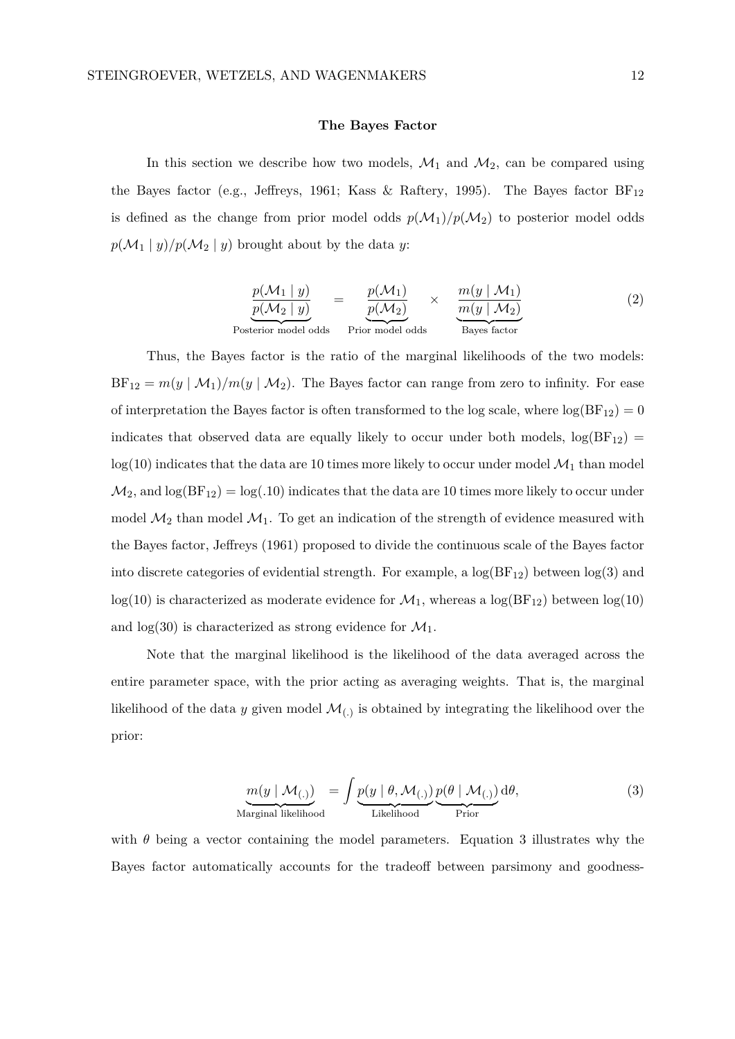## The Bayes Factor

In this section we describe how two models, $\mathcal{M}_1$ and $\mathcal{M}_2$, can be compared using the Bayes factor (e.g., Jeffreys, 1961; Kass & Raftery, 1995). The Bayes factor $\text{BF}_{12}$ is defined as the change from prior model odds $p(\mathcal{M}_1)/p(\mathcal{M}_2)$ to posterior model odds $p(\mathcal{M}_1 \mid y)/p(\mathcal{M}_2 \mid y)$ brought about by the data $y$:

$$\underbrace{\frac{p(\mathcal{M}_1 \mid y)}{p(\mathcal{M}_2 \mid y)}}_{\text{Posterior model odds}} = \underbrace{\frac{p(\mathcal{M}_1)}{p(\mathcal{M}_2)}}_{\text{Prior model odds}} \times \underbrace{\frac{m(y \mid \mathcal{M}_1)}{m(y \mid \mathcal{M}_2)}}_{\text{Bayes factor}} \tag{2}$$

Thus, the Bayes factor is the ratio of the marginal likelihoods of the two models: $\text{BF}_{12} = m(y \mid \mathcal{M}_1)/m(y \mid \mathcal{M}_2)$. The Bayes factor can range from zero to infinity. For ease of interpretation the Bayes factor is often transformed to the log scale, where $\log(\text{BF}_{12}) = 0$ indicates that observed data are equally likely to occur under both models, $\log(\text{BF}_{12}) = \log(10)$ indicates that the data are 10 times more likely to occur under model $\mathcal{M}_1$ than model $\mathcal{M}_2$, and $\log(\text{BF}_{12}) = \log(.10)$ indicates that the data are 10 times more likely to occur under model $\mathcal{M}_2$ than model $\mathcal{M}_1$. To get an indication of the strength of evidence measured with the Bayes factor, Jeffreys (1961) proposed to divide the continuous scale of the Bayes factor into discrete categories of evidential strength. For example, a $\log(\text{BF}_{12})$ between $\log(3)$ and $\log(10)$ is characterized as moderate evidence for $\mathcal{M}_1$, whereas a $\log(\text{BF}_{12})$ between $\log(10)$ and $\log(30)$ is characterized as strong evidence for $\mathcal{M}_1$.

Note that the marginal likelihood is the likelihood of the data averaged across the entire parameter space, with the prior acting as averaging weights. That is, the marginal likelihood of the data $y$ given model $\mathcal{M}_{(.)}$ is obtained by integrating the likelihood over the prior:

$$\underbrace{m(y \mid \mathcal{M}_{(.)})}_{\text{Marginal likelihood}} = \int \underbrace{p(y \mid \theta, \mathcal{M}_{(.)})}_{\text{Likelihood}} \underbrace{p(\theta \mid \mathcal{M}_{(.)})}_{\text{Prior}} \, \mathrm{d}\theta, \tag{3}$$

with $\theta$ being a vector containing the model parameters. Equation 3 illustrates why the Bayes factor automatically accounts for the tradeoff between parsimony and goodness-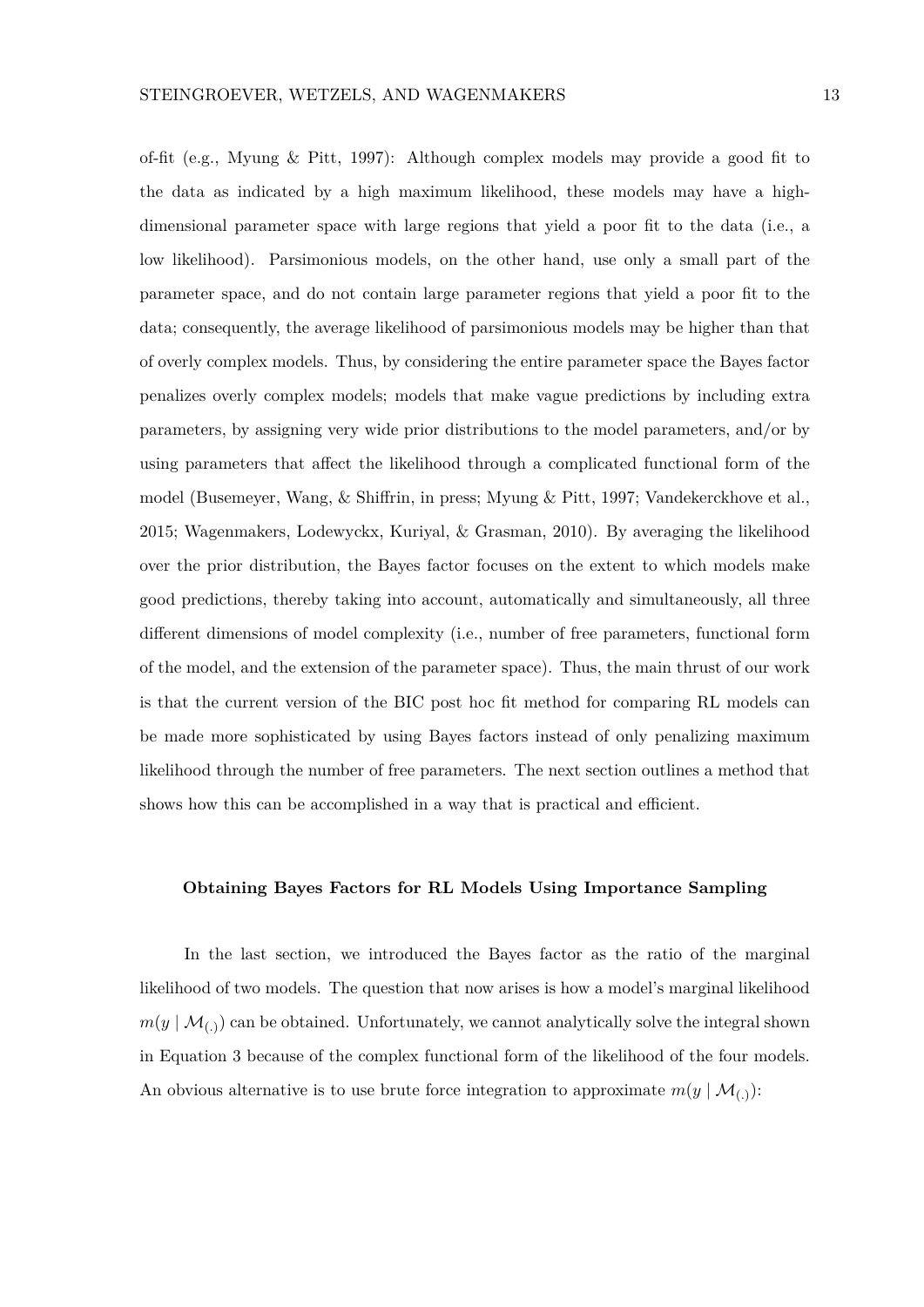of-fit (e.g., Myung & Pitt, 1997): Although complex models may provide a good fit to the data as indicated by a high maximum likelihood, these models may have a high-dimensional parameter space with large regions that yield a poor fit to the data (i.e., a low likelihood). Parsimonious models, on the other hand, use only a small part of the parameter space, and do not contain large parameter regions that yield a poor fit to the data; consequently, the average likelihood of parsimonious models may be higher than that of overly complex models. Thus, by considering the entire parameter space the Bayes factor penalizes overly complex models; models that make vague predictions by including extra parameters, by assigning very wide prior distributions to the model parameters, and/or by using parameters that affect the likelihood through a complicated functional form of the model (Busemeyer, Wang, & Shiffrin, in press; Myung & Pitt, 1997; Vandekerckhove et al., 2015; Wagenmakers, Lodewyckx, Kuriyal, & Grasman, 2010). By averaging the likelihood over the prior distribution, the Bayes factor focuses on the extent to which models make good predictions, thereby taking into account, automatically and simultaneously, all three different dimensions of model complexity (i.e., number of free parameters, functional form of the model, and the extension of the parameter space). Thus, the main thrust of our work is that the current version of the BIC post hoc fit method for comparing RL models can be made more sophisticated by using Bayes factors instead of only penalizing maximum likelihood through the number of free parameters. The next section outlines a method that shows how this can be accomplished in a way that is practical and efficient.

## Obtaining Bayes Factors for RL Models Using Importance Sampling

In the last section, we introduced the Bayes factor as the ratio of the marginal likelihood of two models. The question that now arises is how a model's marginal likelihood $m(y \mid \mathcal{M}_{(.)})$ can be obtained. Unfortunately, we cannot analytically solve the integral shown in Equation 3 because of the complex functional form of the likelihood of the four models. An obvious alternative is to use brute force integration to approximate $m(y \mid \mathcal{M}_{(.)})$: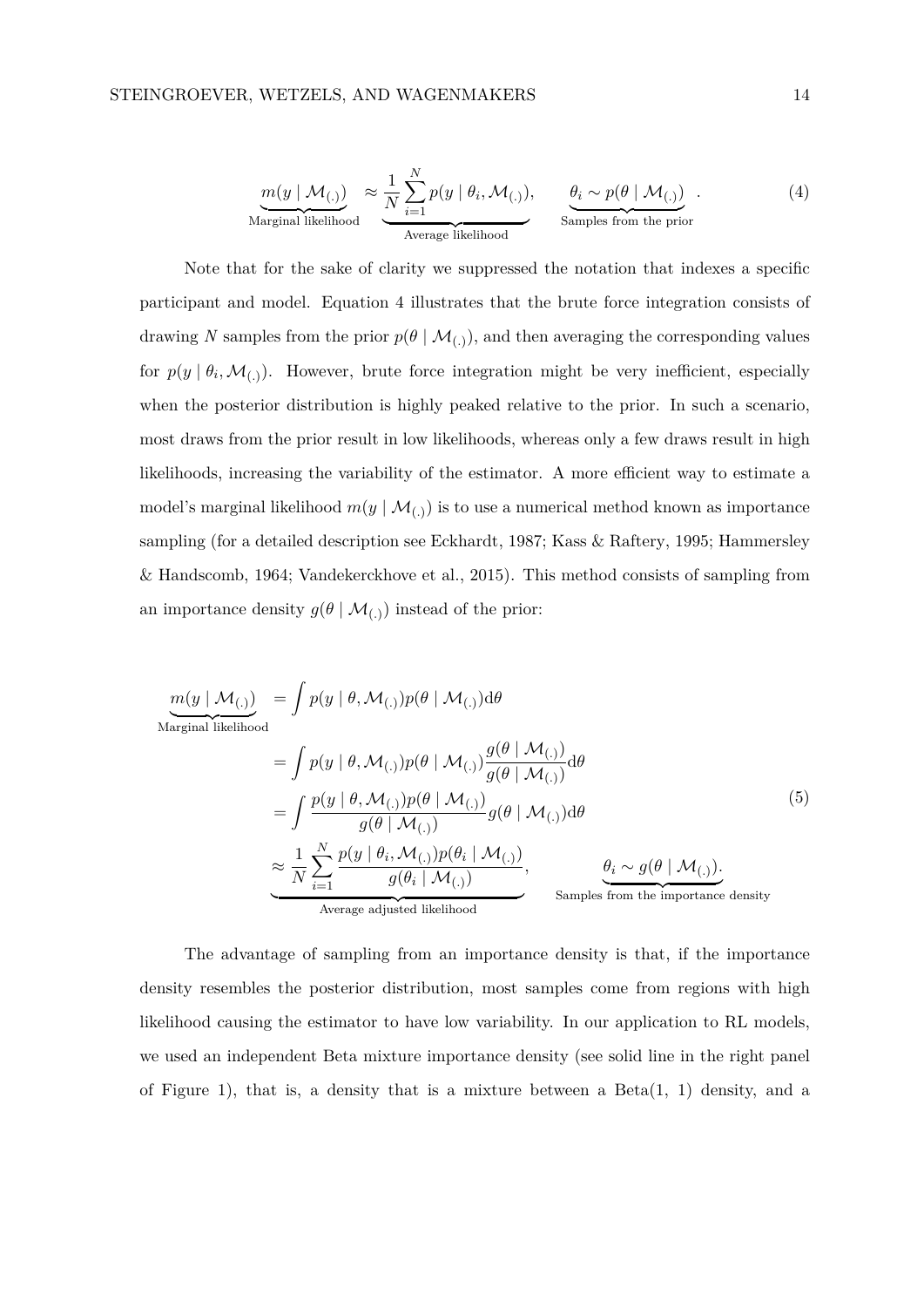$$\underbrace{m(y \mid \mathcal{M}_{(.)})}_{\text{Marginal likelihood}} \approx \underbrace{\frac{1}{N}\sum_{i=1}^{N} p(y \mid \theta_i, \mathcal{M}_{(.)})}_{\text{Average likelihood}}, \qquad \underbrace{\theta_i \sim p(\theta \mid \mathcal{M}_{(.)})}_{\text{Samples from the prior}}. \tag{4}$$

Note that for the sake of clarity we suppressed the notation that indexes a specific participant and model. Equation 4 illustrates that the brute force integration consists of drawing $N$ samples from the prior $p(\theta \mid \mathcal{M}_{(.)})$, and then averaging the corresponding values for $p(y \mid \theta_i, \mathcal{M}_{(.)})$. However, brute force integration might be very inefficient, especially when the posterior distribution is highly peaked relative to the prior. In such a scenario, most draws from the prior result in low likelihoods, whereas only a few draws result in high likelihoods, increasing the variability of the estimator. A more efficient way to estimate a model's marginal likelihood $m(y \mid \mathcal{M}_{(.)})$ is to use a numerical method known as importance sampling (for a detailed description see Eckhardt, 1987; Kass & Raftery, 1995; Hammersley & Handscomb, 1964; Vandekerckhove et al., 2015). This method consists of sampling from an importance density $g(\theta \mid \mathcal{M}_{(.)})$ instead of the prior:

$$\begin{aligned}
\underbrace{m(y \mid \mathcal{M}_{(.)})}_{\text{Marginal likelihood}} &= \int p(y \mid \theta, \mathcal{M}_{(.)}) p(\theta \mid \mathcal{M}_{(.)}) \mathrm{d}\theta \\
&= \int p(y \mid \theta, \mathcal{M}_{(.)}) p(\theta \mid \mathcal{M}_{(.)}) \frac{g(\theta \mid \mathcal{M}_{(.)})}{g(\theta \mid \mathcal{M}_{(.)})} \mathrm{d}\theta \\
&= \int \frac{p(y \mid \theta, \mathcal{M}_{(.)}) p(\theta \mid \mathcal{M}_{(.)})}{g(\theta \mid \mathcal{M}_{(.)})} g(\theta \mid \mathcal{M}_{(.)}) \mathrm{d}\theta \\
&\underbrace{\approx \frac{1}{N}\sum_{i=1}^{N} \frac{p(y \mid \theta_i, \mathcal{M}_{(.)}) p(\theta_i \mid \mathcal{M}_{(.)})}{g(\theta_i \mid \mathcal{M}_{(.)})}}_{\text{Average adjusted likelihood}}, \qquad \underbrace{\theta_i \sim g(\theta \mid \mathcal{M}_{(.)})}_{\text{Samples from the importance density}}.
\end{aligned} \tag{5}$$

The advantage of sampling from an importance density is that, if the importance density resembles the posterior distribution, most samples come from regions with high likelihood causing the estimator to have low variability. In our application to RL models, we used an independent Beta mixture importance density (see solid line in the right panel of Figure 1), that is, a density that is a mixture between a Beta(1, 1) density, and a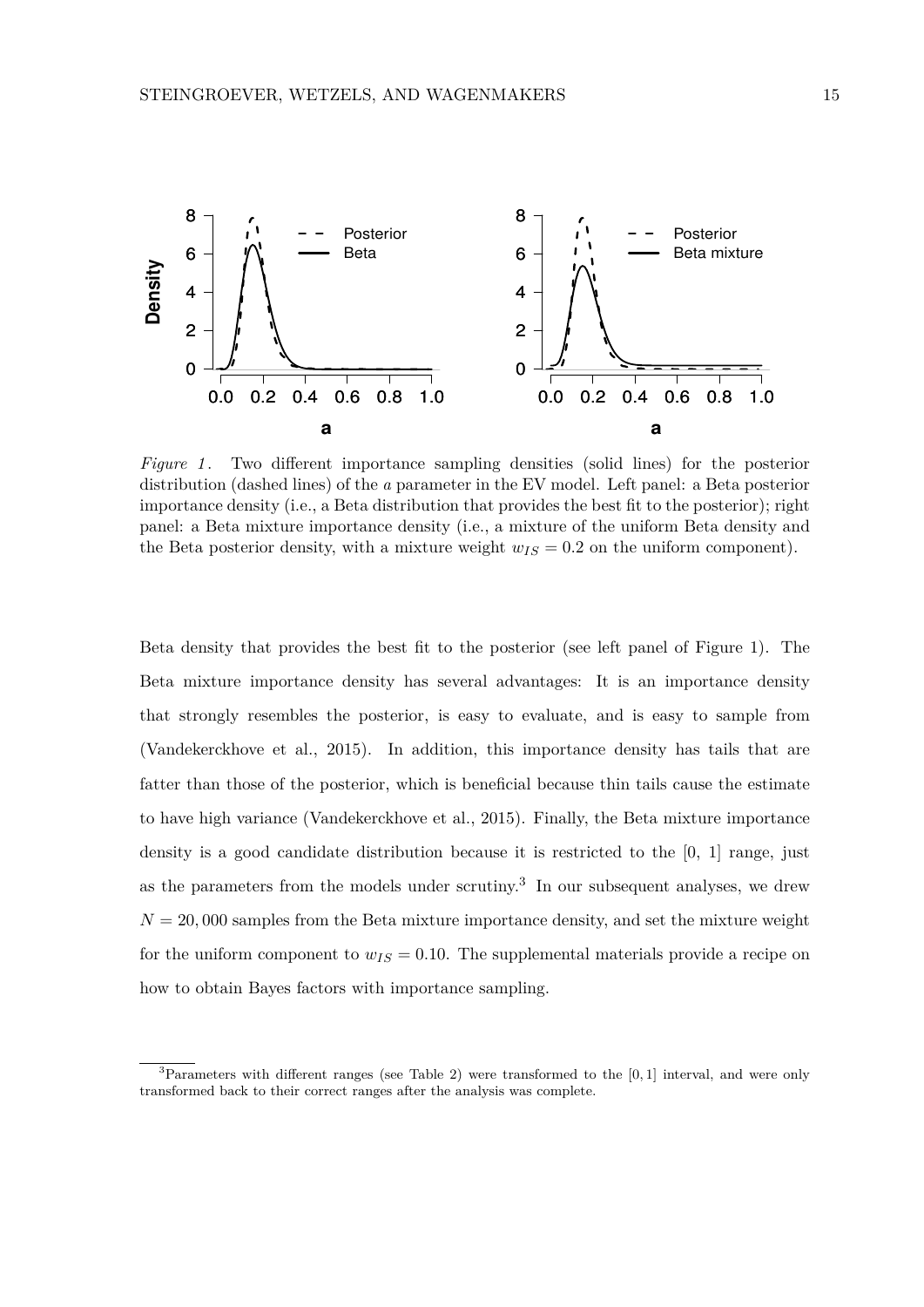*Figure 1*. Two different importance sampling densities (solid lines) for the posterior distribution (dashed lines) of the *a* parameter in the EV model. Left panel: a Beta posterior importance density (i.e., a Beta distribution that provides the best fit to the posterior); right panel: a Beta mixture importance density (i.e., a mixture of the uniform Beta density and the Beta posterior density, with a mixture weight $w_{IS} = 0.2$ on the uniform component).

Beta density that provides the best fit to the posterior (see left panel of Figure 1). The Beta mixture importance density has several advantages: It is an importance density that strongly resembles the posterior, is easy to evaluate, and is easy to sample from (Vandekerckhove et al., 2015). In addition, this importance density has tails that are fatter than those of the posterior, which is beneficial because thin tails cause the estimate to have high variance (Vandekerckhove et al., 2015). Finally, the Beta mixture importance density is a good candidate distribution because it is restricted to the [0, 1] range, just as the parameters from the models under scrutiny.[3] In our subsequent analyses, we drew $N = 20,000$ samples from the Beta mixture importance density, and set the mixture weight for the uniform component to $w_{IS} = 0.10$. The supplemental materials provide a recipe on how to obtain Bayes factors with importance sampling.

[3] Parameters with different ranges (see Table 2) were transformed to the $[0, 1]$ interval, and were only transformed back to their correct ranges after the analysis was complete.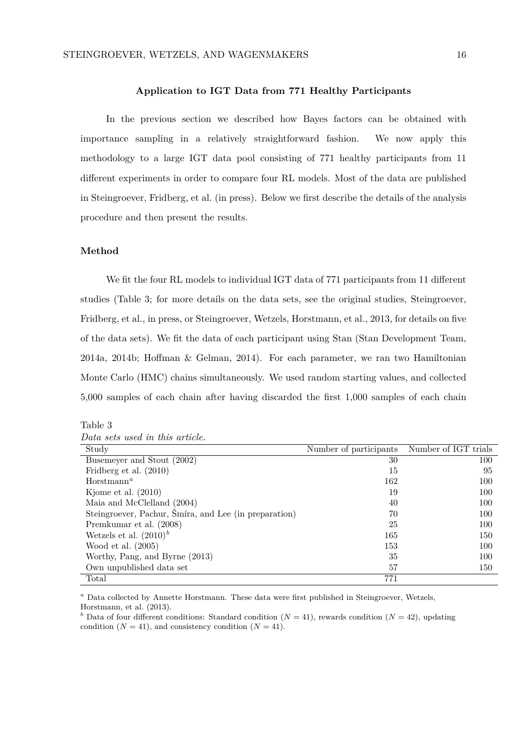## Application to IGT Data from 771 Healthy Participants

In the previous section we described how Bayes factors can be obtained with importance sampling in a relatively straightforward fashion. We now apply this methodology to a large IGT data pool consisting of 771 healthy participants from 11 different experiments in order to compare four RL models. Most of the data are published in Steingroever, Fridberg, et al. (in press). Below we first describe the details of the analysis procedure and then present the results.

### Method

We fit the four RL models to individual IGT data of 771 participants from 11 different studies (Table 3; for more details on the data sets, see the original studies, Steingroever, Fridberg, et al., in press, or Steingroever, Wetzels, Horstmann, et al., 2013, for details on five of the data sets). We fit the data of each participant using Stan (Stan Development Team, 2014a, 2014b; Hoffman & Gelman, 2014). For each parameter, we ran two Hamiltonian Monte Carlo (HMC) chains simultaneously. We used random starting values, and collected 5,000 samples of each chain after having discarded the first 1,000 samples of each chain

Table 3
*Data sets used in this article.*

| Study | Number of participants | Number of IGT trials |
|---|---|---|
| Busemeyer and Stout (2002) | 30 | 100 |
| Fridberg et al. (2010) | 15 | 95 |
| Horstmann[a] | 162 | 100 |
| Kjome et al. (2010) | 19 | 100 |
| Maia and McClelland (2004) | 40 | 100 |
| Steingroever, Pachur, Šmíra, and Lee (in preparation) | 70 | 100 |
| Premkumar et al. (2008) | 25 | 100 |
| Wetzels et al. (2010)[b] | 165 | 150 |
| Wood et al. (2005) | 153 | 100 |
| Worthy, Pang, and Byrne (2013) | 35 | 100 |
| Own unpublished data set | 57 | 150 |
| Total | 771 | |

[a] Data collected by Annette Horstmann. These data were first published in Steingroever, Wetzels, Horstmann, et al. (2013).
[b] Data of four different conditions: Standard condition ($N = 41$), rewards condition ($N = 42$), updating condition ($N = 41$), and consistency condition ($N = 41$).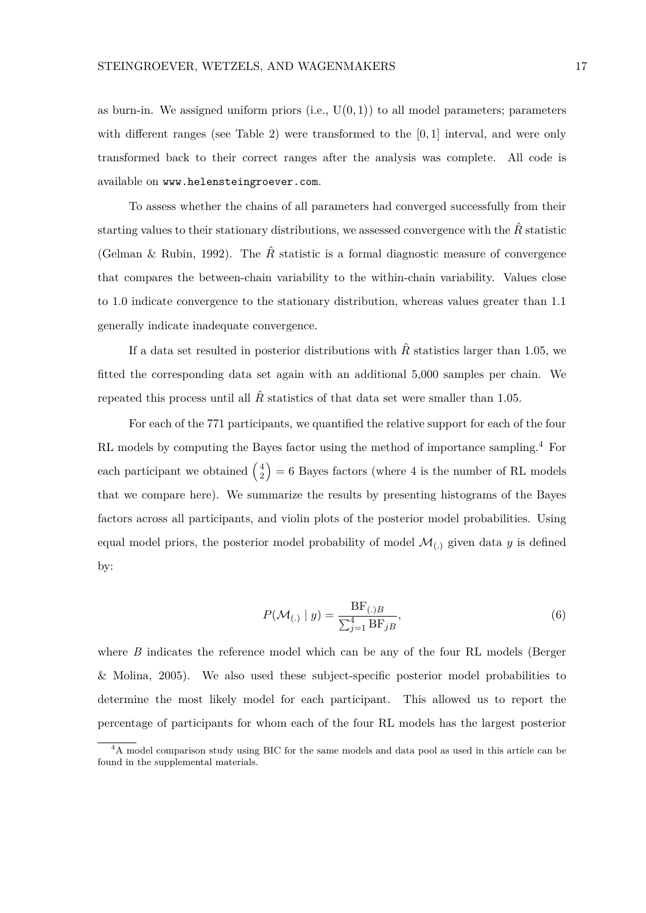as burn-in. We assigned uniform priors (i.e., $\mathrm{U}(0,1)$) to all model parameters; parameters with different ranges (see Table 2) were transformed to the $[0,1]$ interval, and were only transformed back to their correct ranges after the analysis was complete. All code is available on `www.helensteingroever.com`.

To assess whether the chains of all parameters had converged successfully from their starting values to their stationary distributions, we assessed convergence with the $\hat{R}$ statistic (Gelman & Rubin, 1992). The $\hat{R}$ statistic is a formal diagnostic measure of convergence that compares the between-chain variability to the within-chain variability. Values close to 1.0 indicate convergence to the stationary distribution, whereas values greater than 1.1 generally indicate inadequate convergence.

If a data set resulted in posterior distributions with $\hat{R}$ statistics larger than 1.05, we fitted the corresponding data set again with an additional 5,000 samples per chain. We repeated this process until all $\hat{R}$ statistics of that data set were smaller than 1.05.

For each of the 771 participants, we quantified the relative support for each of the four RL models by computing the Bayes factor using the method of importance sampling.[4] For each participant we obtained $\binom{4}{2} = 6$ Bayes factors (where 4 is the number of RL models that we compare here). We summarize the results by presenting histograms of the Bayes factors across all participants, and violin plots of the posterior model probabilities. Using equal model priors, the posterior model probability of model $\mathcal{M}_{(.)}$ given data $y$ is defined by:

$$P(\mathcal{M}_{(.)} \mid y) = \frac{\mathrm{BF}_{(.)B}}{\sum_{j=1}^{4} \mathrm{BF}_{jB}}, \tag{6}$$

where $B$ indicates the reference model which can be any of the four RL models (Berger & Molina, 2005). We also used these subject-specific posterior model probabilities to determine the most likely model for each participant. This allowed us to report the percentage of participants for whom each of the four RL models has the largest posterior

[4] A model comparison study using BIC for the same models and data pool as used in this article can be found in the supplemental materials.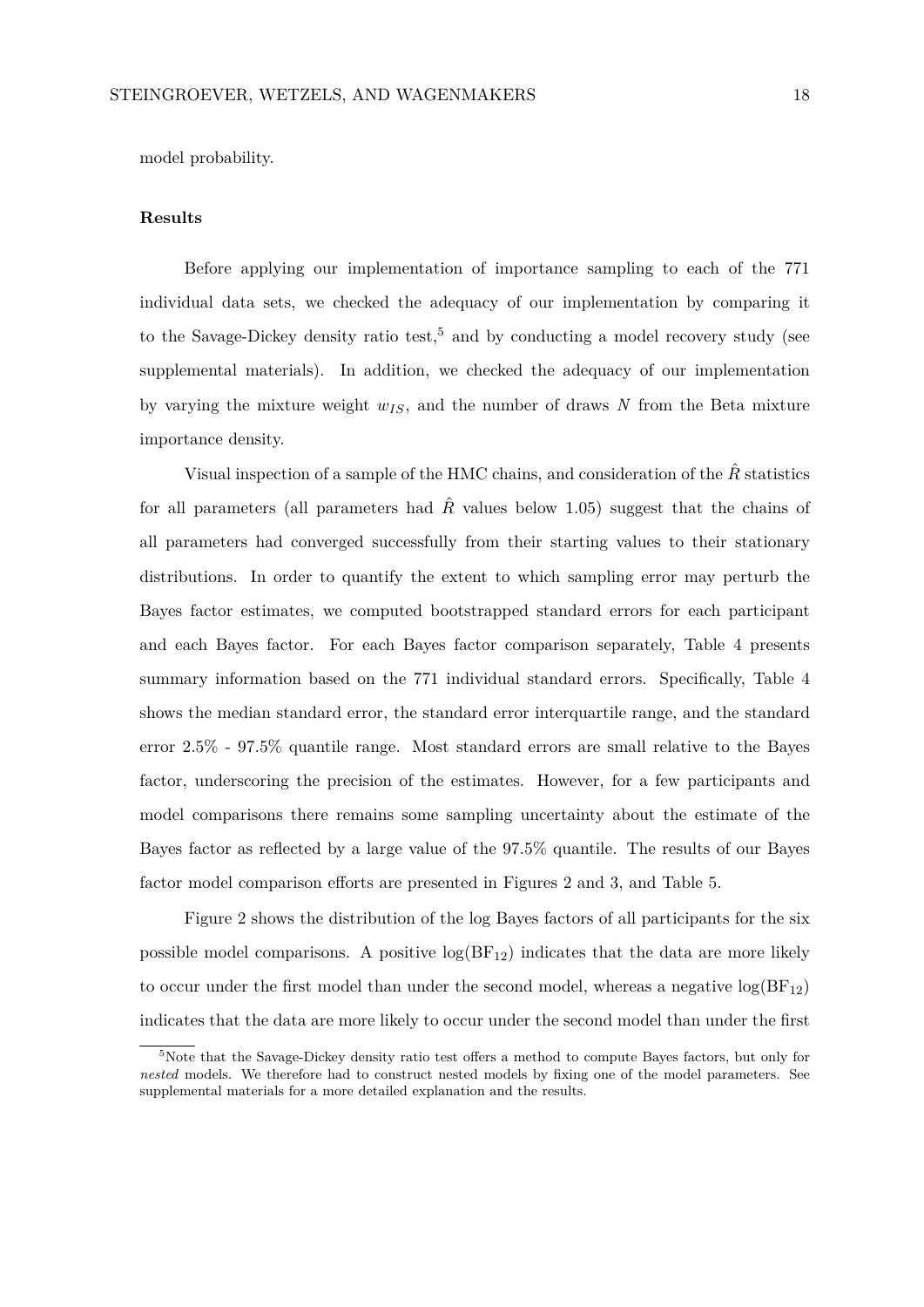model probability.

### Results

Before applying our implementation of importance sampling to each of the 771 individual data sets, we checked the adequacy of our implementation by comparing it to the Savage-Dickey density ratio test,[5] and by conducting a model recovery study (see supplemental materials). In addition, we checked the adequacy of our implementation by varying the mixture weight $w_{IS}$, and the number of draws $N$ from the Beta mixture importance density.

Visual inspection of a sample of the HMC chains, and consideration of the $\hat{R}$ statistics for all parameters (all parameters had $\hat{R}$ values below 1.05) suggest that the chains of all parameters had converged successfully from their starting values to their stationary distributions. In order to quantify the extent to which sampling error may perturb the Bayes factor estimates, we computed bootstrapped standard errors for each participant and each Bayes factor. For each Bayes factor comparison separately, Table 4 presents summary information based on the 771 individual standard errors. Specifically, Table 4 shows the median standard error, the standard error interquartile range, and the standard error 2.5% - 97.5% quantile range. Most standard errors are small relative to the Bayes factor, underscoring the precision of the estimates. However, for a few participants and model comparisons there remains some sampling uncertainty about the estimate of the Bayes factor as reflected by a large value of the 97.5% quantile. The results of our Bayes factor model comparison efforts are presented in Figures 2 and 3, and Table 5.

Figure 2 shows the distribution of the log Bayes factors of all participants for the six possible model comparisons. A positive $\log(\text{BF}_{12})$ indicates that the data are more likely to occur under the first model than under the second model, whereas a negative $\log(\text{BF}_{12})$ indicates that the data are more likely to occur under the second model than under the first

[5] Note that the Savage-Dickey density ratio test offers a method to compute Bayes factors, but only for *nested* models. We therefore had to construct nested models by fixing one of the model parameters. See supplemental materials for a more detailed explanation and the results.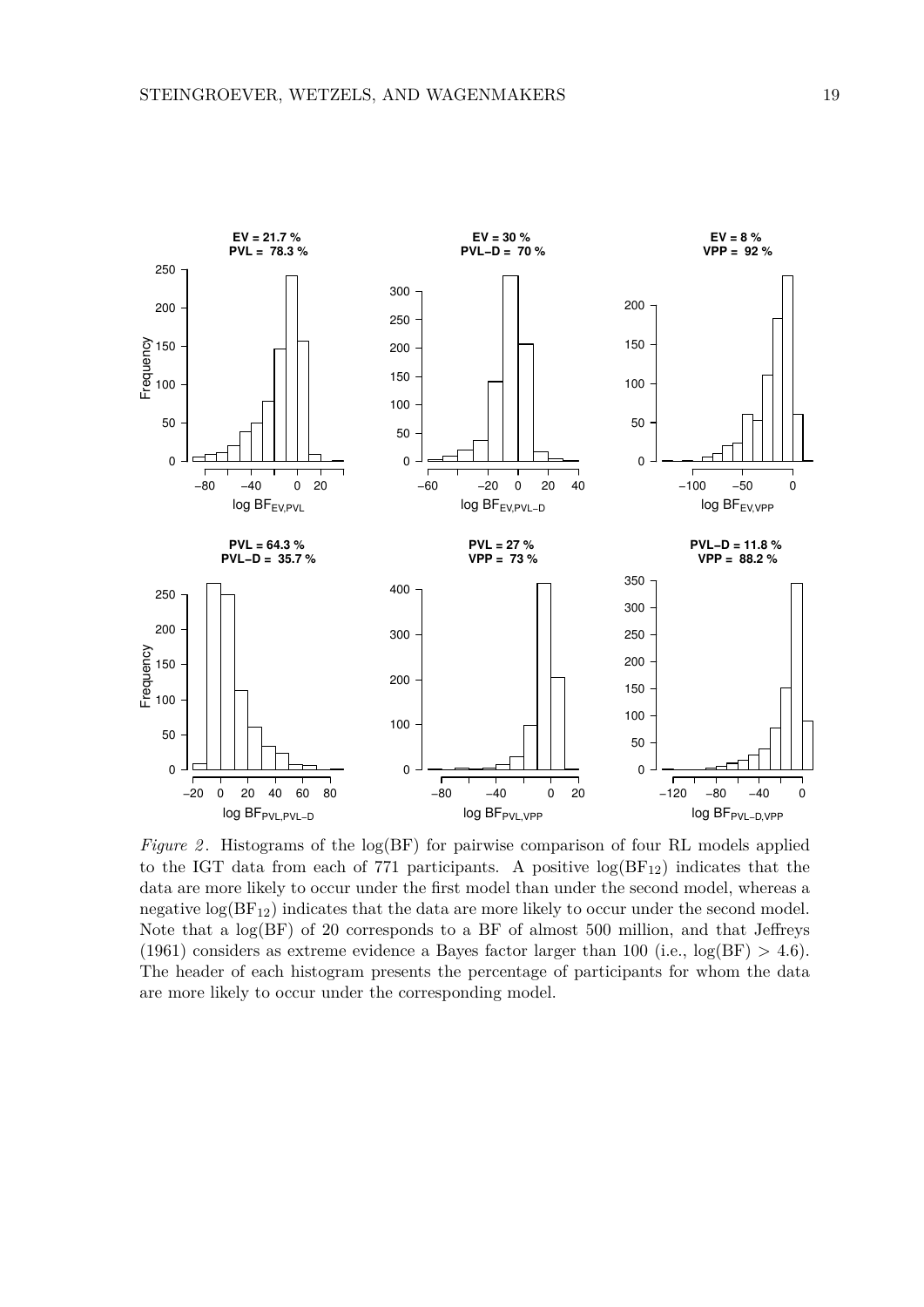*Figure 2*. Histograms of the log(BF) for pairwise comparison of four RL models applied to the IGT data from each of 771 participants. A positive $\log(\text{BF}_{12})$ indicates that the data are more likely to occur under the first model than under the second model, whereas a negative $\log(\text{BF}_{12})$ indicates that the data are more likely to occur under the second model. Note that a log(BF) of 20 corresponds to a BF of almost 500 million, and that Jeffreys (1961) considers as extreme evidence a Bayes factor larger than 100 (i.e., $\log(\text{BF}) > 4.6$). The header of each histogram presents the percentage of participants for whom the data are more likely to occur under the corresponding model.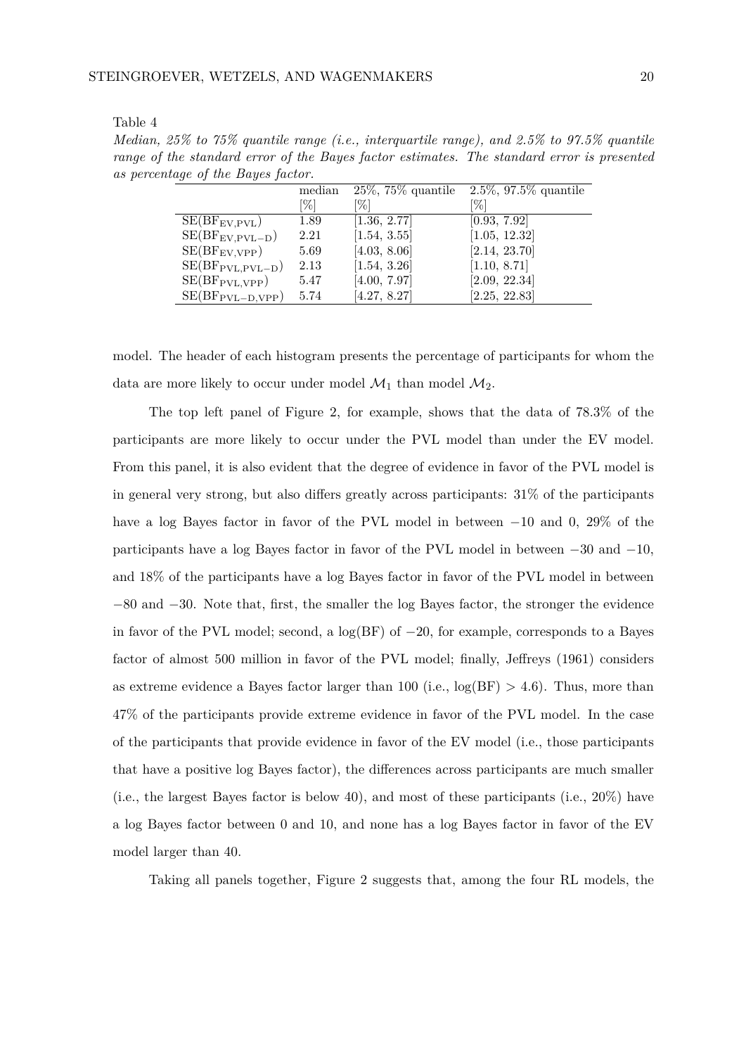Table 4

*Median, 25% to 75% quantile range (i.e., interquartile range), and 2.5% to 97.5% quantile range of the standard error of the Bayes factor estimates. The standard error is presented as percentage of the Bayes factor.*

| | median [%] | 25%, 75% quantile [%] | 2.5%, 97.5% quantile [%] |
|---|---|---|---|
| $\text{SE}(\text{BF}_{\text{EV,PVL}})$ | 1.89 | [1.36, 2.77] | [0.93, 7.92] |
| $\text{SE}(\text{BF}_{\text{EV,PVL-D}})$ | 2.21 | [1.54, 3.55] | [1.05, 12.32] |
| $\text{SE}(\text{BF}_{\text{EV,VPP}})$ | 5.69 | [4.03, 8.06] | [2.14, 23.70] |
| $\text{SE}(\text{BF}_{\text{PVL,PVL-D}})$ | 2.13 | [1.54, 3.26] | [1.10, 8.71] |
| $\text{SE}(\text{BF}_{\text{PVL,VPP}})$ | 5.47 | [4.00, 7.97] | [2.09, 22.34] |
| $\text{SE}(\text{BF}_{\text{PVL-D,VPP}})$ | 5.74 | [4.27, 8.27] | [2.25, 22.83] |

model. The header of each histogram presents the percentage of participants for whom the data are more likely to occur under model $\mathcal{M}_1$ than model $\mathcal{M}_2$.

The top left panel of Figure 2, for example, shows that the data of 78.3% of the participants are more likely to occur under the PVL model than under the EV model. From this panel, it is also evident that the degree of evidence in favor of the PVL model is in general very strong, but also differs greatly across participants: 31% of the participants have a log Bayes factor in favor of the PVL model in between $-10$ and 0, 29% of the participants have a log Bayes factor in favor of the PVL model in between $-30$ and $-10$, and 18% of the participants have a log Bayes factor in favor of the PVL model in between $-80$ and $-30$. Note that, first, the smaller the log Bayes factor, the stronger the evidence in favor of the PVL model; second, a $\log(\text{BF})$ of $-20$, for example, corresponds to a Bayes factor of almost 500 million in favor of the PVL model; finally, Jeffreys (1961) considers as extreme evidence a Bayes factor larger than 100 (i.e., $\log(\text{BF}) > 4.6$). Thus, more than 47% of the participants provide extreme evidence in favor of the PVL model. In the case of the participants that provide evidence in favor of the EV model (i.e., those participants that have a positive log Bayes factor), the differences across participants are much smaller (i.e., the largest Bayes factor is below 40), and most of these participants (i.e., 20%) have a log Bayes factor between 0 and 10, and none has a log Bayes factor in favor of the EV model larger than 40.

Taking all panels together, Figure 2 suggests that, among the four RL models, the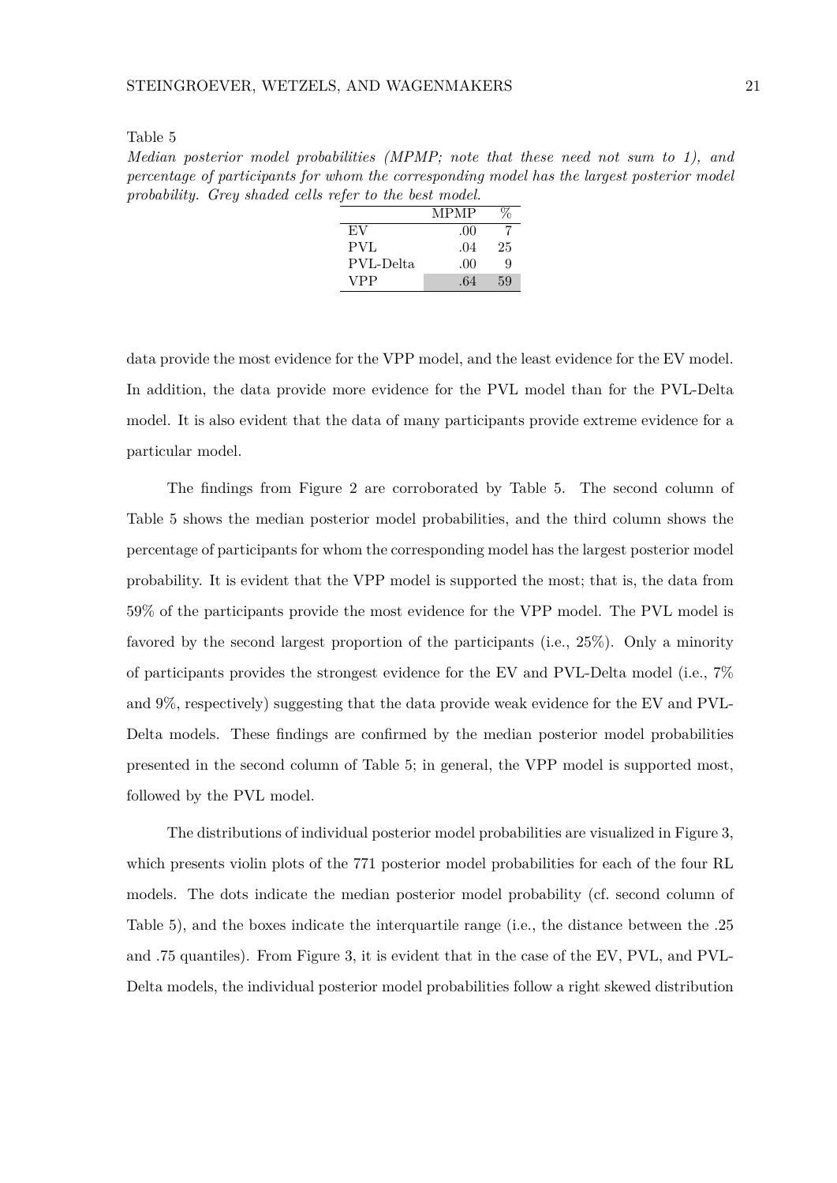Table 5

*Median posterior model probabilities (MPMP; note that these need not sum to 1), and percentage of participants for whom the corresponding model has the largest posterior model probability. Grey shaded cells refer to the best model.*

| | MPMP | % |
|---|---|---|
| EV | .00 | 7 |
| PVL | .04 | 25 |
| PVL-Delta | .00 | 9 |
| VPP | .64 | 59 |

data provide the most evidence for the VPP model, and the least evidence for the EV model. In addition, the data provide more evidence for the PVL model than for the PVL-Delta model. It is also evident that the data of many participants provide extreme evidence for a particular model.

The findings from Figure 2 are corroborated by Table 5. The second column of Table 5 shows the median posterior model probabilities, and the third column shows the percentage of participants for whom the corresponding model has the largest posterior model probability. It is evident that the VPP model is supported the most; that is, the data from 59% of the participants provide the most evidence for the VPP model. The PVL model is favored by the second largest proportion of the participants (i.e., 25%). Only a minority of participants provides the strongest evidence for the EV and PVL-Delta model (i.e., 7% and 9%, respectively) suggesting that the data provide weak evidence for the EV and PVL-Delta models. These findings are confirmed by the median posterior model probabilities presented in the second column of Table 5; in general, the VPP model is supported most, followed by the PVL model.

The distributions of individual posterior model probabilities are visualized in Figure 3, which presents violin plots of the 771 posterior model probabilities for each of the four RL models. The dots indicate the median posterior model probability (cf. second column of Table 5), and the boxes indicate the interquartile range (i.e., the distance between the .25 and .75 quantiles). From Figure 3, it is evident that in the case of the EV, PVL, and PVL-Delta models, the individual posterior model probabilities follow a right skewed distribution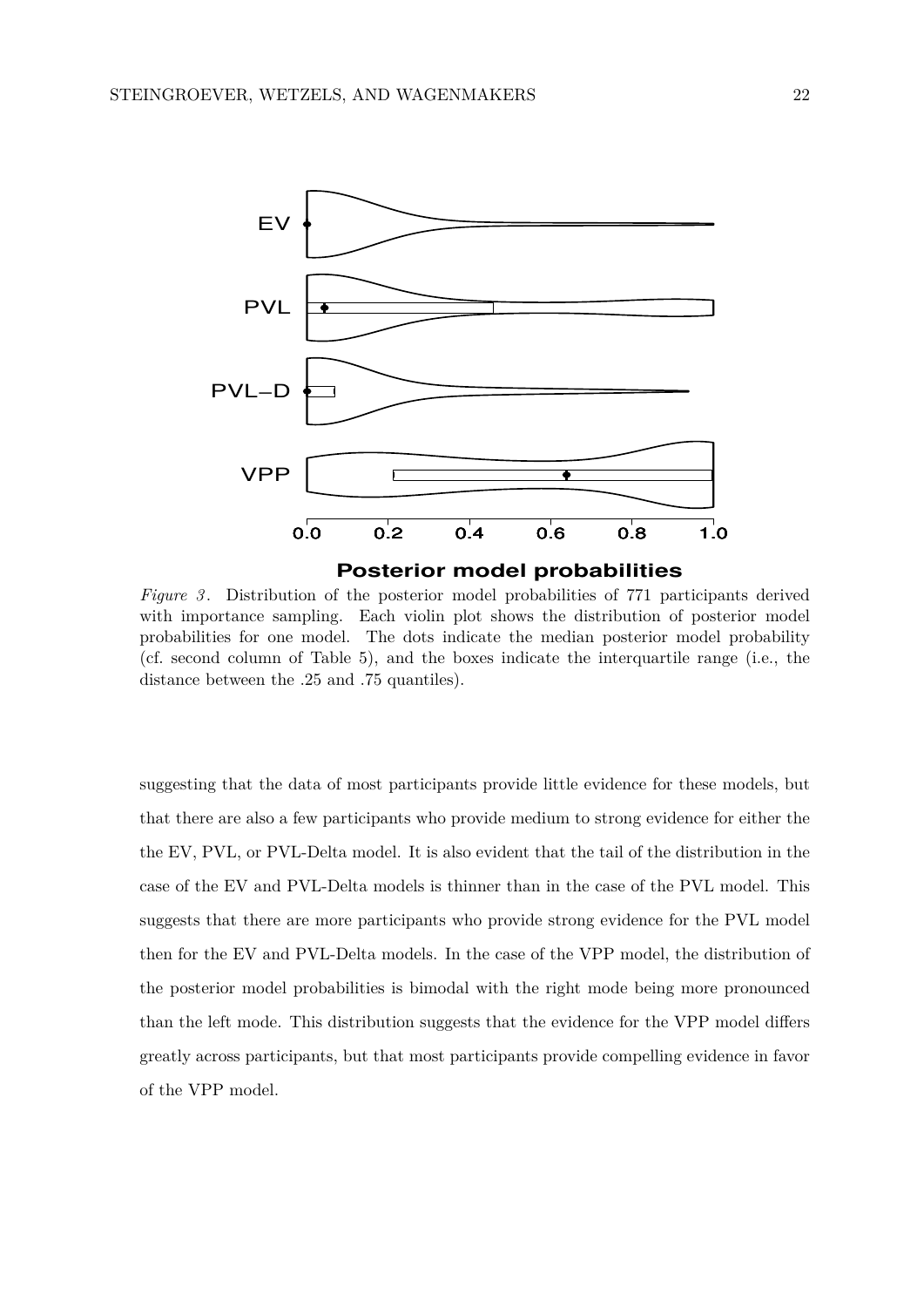*Figure 3*. Distribution of the posterior model probabilities of 771 participants derived with importance sampling. Each violin plot shows the distribution of posterior model probabilities for one model. The dots indicate the median posterior model probability (cf. second column of Table 5), and the boxes indicate the interquartile range (i.e., the distance between the .25 and .75 quantiles).

suggesting that the data of most participants provide little evidence for these models, but that there are also a few participants who provide medium to strong evidence for either the the EV, PVL, or PVL-Delta model. It is also evident that the tail of the distribution in the case of the EV and PVL-Delta models is thinner than in the case of the PVL model. This suggests that there are more participants who provide strong evidence for the PVL model then for the EV and PVL-Delta models. In the case of the VPP model, the distribution of the posterior model probabilities is bimodal with the right mode being more pronounced than the left mode. This distribution suggests that the evidence for the VPP model differs greatly across participants, but that most participants provide compelling evidence in favor of the VPP model.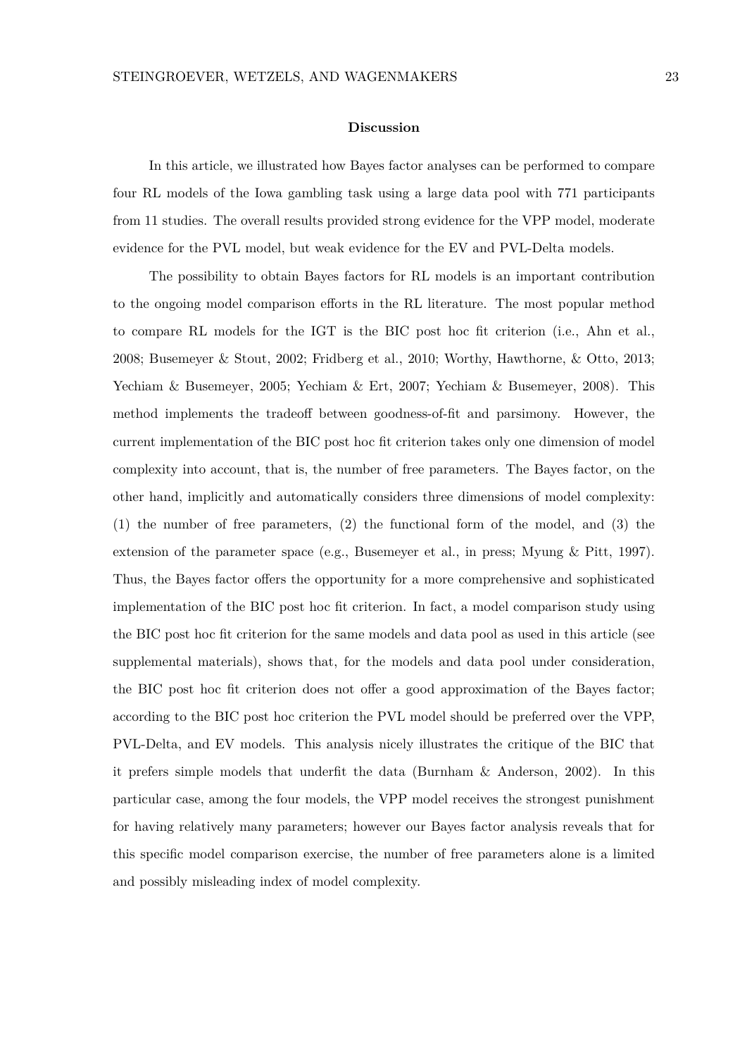## Discussion

In this article, we illustrated how Bayes factor analyses can be performed to compare four RL models of the Iowa gambling task using a large data pool with 771 participants from 11 studies. The overall results provided strong evidence for the VPP model, moderate evidence for the PVL model, but weak evidence for the EV and PVL-Delta models.

The possibility to obtain Bayes factors for RL models is an important contribution to the ongoing model comparison efforts in the RL literature. The most popular method to compare RL models for the IGT is the BIC post hoc fit criterion (i.e., Ahn et al., 2008; Busemeyer & Stout, 2002; Fridberg et al., 2010; Worthy, Hawthorne, & Otto, 2013; Yechiam & Busemeyer, 2005; Yechiam & Ert, 2007; Yechiam & Busemeyer, 2008). This method implements the tradeoff between goodness-of-fit and parsimony. However, the current implementation of the BIC post hoc fit criterion takes only one dimension of model complexity into account, that is, the number of free parameters. The Bayes factor, on the other hand, implicitly and automatically considers three dimensions of model complexity: (1) the number of free parameters, (2) the functional form of the model, and (3) the extension of the parameter space (e.g., Busemeyer et al., in press; Myung & Pitt, 1997). Thus, the Bayes factor offers the opportunity for a more comprehensive and sophisticated implementation of the BIC post hoc fit criterion. In fact, a model comparison study using the BIC post hoc fit criterion for the same models and data pool as used in this article (see supplemental materials), shows that, for the models and data pool under consideration, the BIC post hoc fit criterion does not offer a good approximation of the Bayes factor; according to the BIC post hoc criterion the PVL model should be preferred over the VPP, PVL-Delta, and EV models. This analysis nicely illustrates the critique of the BIC that it prefers simple models that underfit the data (Burnham & Anderson, 2002). In this particular case, among the four models, the VPP model receives the strongest punishment for having relatively many parameters; however our Bayes factor analysis reveals that for this specific model comparison exercise, the number of free parameters alone is a limited and possibly misleading index of model complexity.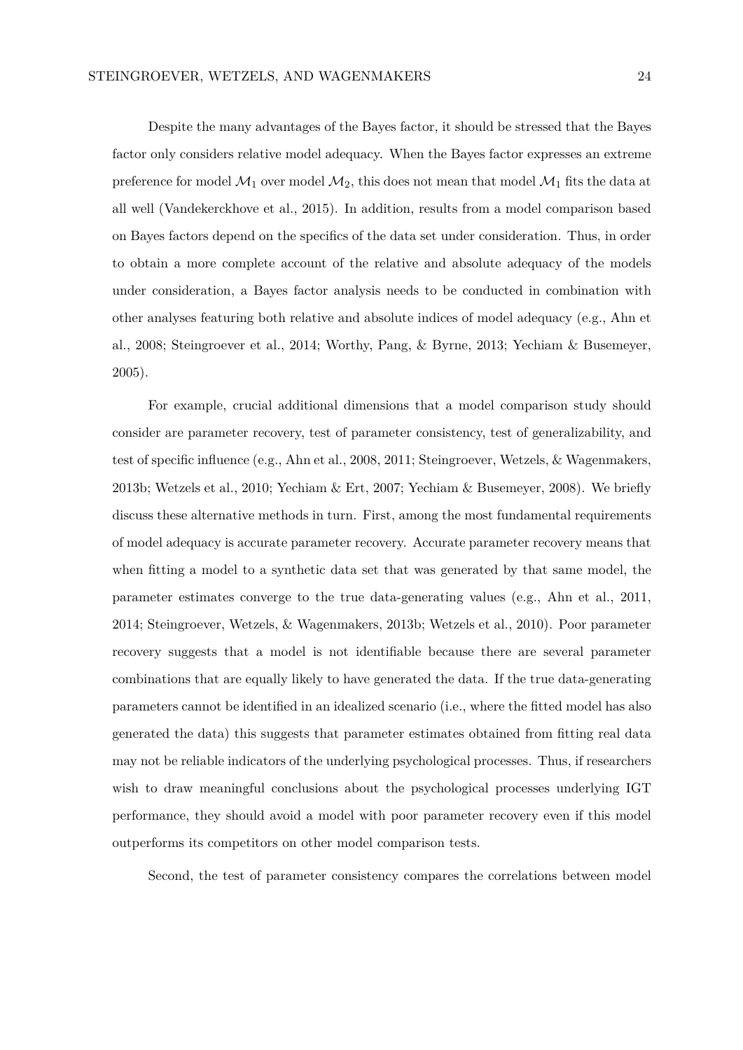Despite the many advantages of the Bayes factor, it should be stressed that the Bayes factor only considers relative model adequacy. When the Bayes factor expresses an extreme preference for model $\mathcal{M}_1$ over model $\mathcal{M}_2$, this does not mean that model $\mathcal{M}_1$ fits the data at all well (Vandekerckhove et al., 2015). In addition, results from a model comparison based on Bayes factors depend on the specifics of the data set under consideration. Thus, in order to obtain a more complete account of the relative and absolute adequacy of the models under consideration, a Bayes factor analysis needs to be conducted in combination with other analyses featuring both relative and absolute indices of model adequacy (e.g., Ahn et al., 2008; Steingroever et al., 2014; Worthy, Pang, & Byrne, 2013; Yechiam & Busemeyer, 2005).

For example, crucial additional dimensions that a model comparison study should consider are parameter recovery, test of parameter consistency, test of generalizability, and test of specific influence (e.g., Ahn et al., 2008, 2011; Steingroever, Wetzels, & Wagenmakers, 2013b; Wetzels et al., 2010; Yechiam & Ert, 2007; Yechiam & Busemeyer, 2008). We briefly discuss these alternative methods in turn. First, among the most fundamental requirements of model adequacy is accurate parameter recovery. Accurate parameter recovery means that when fitting a model to a synthetic data set that was generated by that same model, the parameter estimates converge to the true data-generating values (e.g., Ahn et al., 2011, 2014; Steingroever, Wetzels, & Wagenmakers, 2013b; Wetzels et al., 2010). Poor parameter recovery suggests that a model is not identifiable because there are several parameter combinations that are equally likely to have generated the data. If the true data-generating parameters cannot be identified in an idealized scenario (i.e., where the fitted model has also generated the data) this suggests that parameter estimates obtained from fitting real data may not be reliable indicators of the underlying psychological processes. Thus, if researchers wish to draw meaningful conclusions about the psychological processes underlying IGT performance, they should avoid a model with poor parameter recovery even if this model outperforms its competitors on other model comparison tests.

Second, the test of parameter consistency compares the correlations between model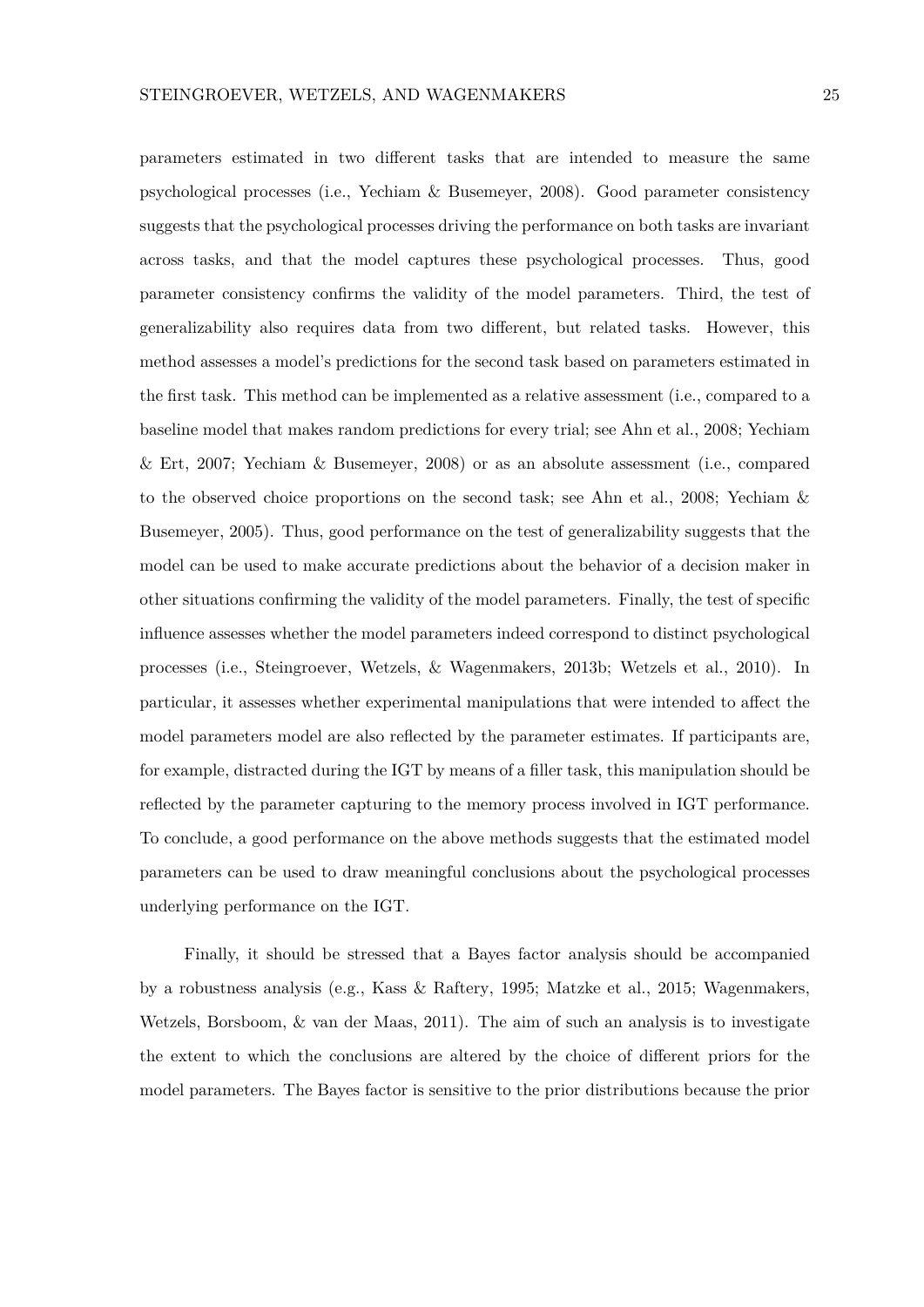parameters estimated in two different tasks that are intended to measure the same psychological processes (i.e., Yechiam & Busemeyer, 2008). Good parameter consistency suggests that the psychological processes driving the performance on both tasks are invariant across tasks, and that the model captures these psychological processes. Thus, good parameter consistency confirms the validity of the model parameters. Third, the test of generalizability also requires data from two different, but related tasks. However, this method assesses a model's predictions for the second task based on parameters estimated in the first task. This method can be implemented as a relative assessment (i.e., compared to a baseline model that makes random predictions for every trial; see Ahn et al., 2008; Yechiam & Ert, 2007; Yechiam & Busemeyer, 2008) or as an absolute assessment (i.e., compared to the observed choice proportions on the second task; see Ahn et al., 2008; Yechiam & Busemeyer, 2005). Thus, good performance on the test of generalizability suggests that the model can be used to make accurate predictions about the behavior of a decision maker in other situations confirming the validity of the model parameters. Finally, the test of specific influence assesses whether the model parameters indeed correspond to distinct psychological processes (i.e., Steingroever, Wetzels, & Wagenmakers, 2013b; Wetzels et al., 2010). In particular, it assesses whether experimental manipulations that were intended to affect the model parameters model are also reflected by the parameter estimates. If participants are, for example, distracted during the IGT by means of a filler task, this manipulation should be reflected by the parameter capturing to the memory process involved in IGT performance. To conclude, a good performance on the above methods suggests that the estimated model parameters can be used to draw meaningful conclusions about the psychological processes underlying performance on the IGT.

Finally, it should be stressed that a Bayes factor analysis should be accompanied by a robustness analysis (e.g., Kass & Raftery, 1995; Matzke et al., 2015; Wagenmakers, Wetzels, Borsboom, & van der Maas, 2011). The aim of such an analysis is to investigate the extent to which the conclusions are altered by the choice of different priors for the model parameters. The Bayes factor is sensitive to the prior distributions because the prior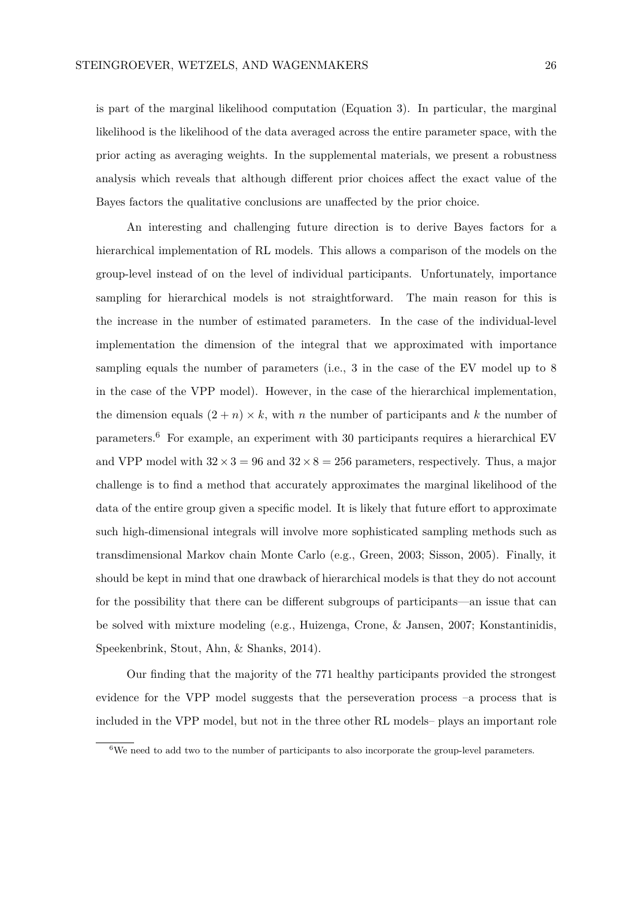is part of the marginal likelihood computation (Equation 3). In particular, the marginal likelihood is the likelihood of the data averaged across the entire parameter space, with the prior acting as averaging weights. In the supplemental materials, we present a robustness analysis which reveals that although different prior choices affect the exact value of the Bayes factors the qualitative conclusions are unaffected by the prior choice.

An interesting and challenging future direction is to derive Bayes factors for a hierarchical implementation of RL models. This allows a comparison of the models on the group-level instead of on the level of individual participants. Unfortunately, importance sampling for hierarchical models is not straightforward. The main reason for this is the increase in the number of estimated parameters. In the case of the individual-level implementation the dimension of the integral that we approximated with importance sampling equals the number of parameters (i.e., 3 in the case of the EV model up to 8 in the case of the VPP model). However, in the case of the hierarchical implementation, the dimension equals $(2 + n) \times k$, with $n$ the number of participants and $k$ the number of parameters.[6] For example, an experiment with 30 participants requires a hierarchical EV and VPP model with $32 \times 3 = 96$ and $32 \times 8 = 256$ parameters, respectively. Thus, a major challenge is to find a method that accurately approximates the marginal likelihood of the data of the entire group given a specific model. It is likely that future effort to approximate such high-dimensional integrals will involve more sophisticated sampling methods such as transdimensional Markov chain Monte Carlo (e.g., Green, 2003; Sisson, 2005). Finally, it should be kept in mind that one drawback of hierarchical models is that they do not account for the possibility that there can be different subgroups of participants—an issue that can be solved with mixture modeling (e.g., Huizenga, Crone, & Jansen, 2007; Konstantinidis, Speekenbrink, Stout, Ahn, & Shanks, 2014).

Our finding that the majority of the 771 healthy participants provided the strongest evidence for the VPP model suggests that the perseveration process –a process that is included in the VPP model, but not in the three other RL models– plays an important role

[6] We need to add two to the number of participants to also incorporate the group-level parameters.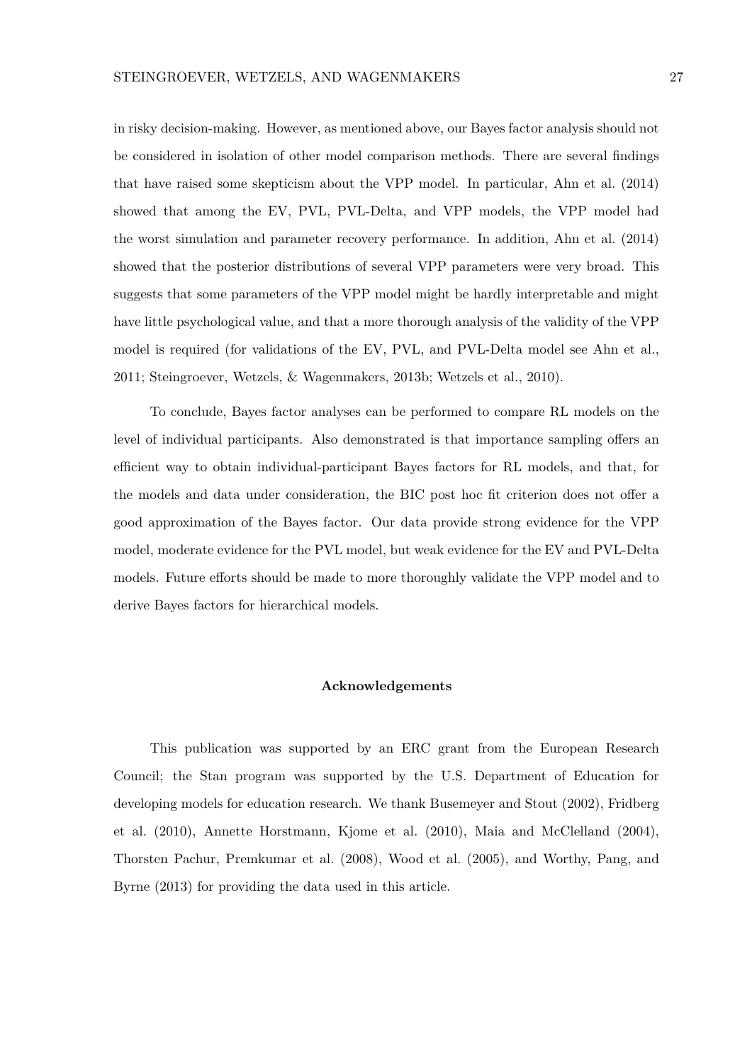in risky decision-making. However, as mentioned above, our Bayes factor analysis should not be considered in isolation of other model comparison methods. There are several findings that have raised some skepticism about the VPP model. In particular, Ahn et al. (2014) showed that among the EV, PVL, PVL-Delta, and VPP models, the VPP model had the worst simulation and parameter recovery performance. In addition, Ahn et al. (2014) showed that the posterior distributions of several VPP parameters were very broad. This suggests that some parameters of the VPP model might be hardly interpretable and might have little psychological value, and that a more thorough analysis of the validity of the VPP model is required (for validations of the EV, PVL, and PVL-Delta model see Ahn et al., 2011; Steingroever, Wetzels, & Wagenmakers, 2013b; Wetzels et al., 2010).

To conclude, Bayes factor analyses can be performed to compare RL models on the level of individual participants. Also demonstrated is that importance sampling offers an efficient way to obtain individual-participant Bayes factors for RL models, and that, for the models and data under consideration, the BIC post hoc fit criterion does not offer a good approximation of the Bayes factor. Our data provide strong evidence for the VPP model, moderate evidence for the PVL model, but weak evidence for the EV and PVL-Delta models. Future efforts should be made to more thoroughly validate the VPP model and to derive Bayes factors for hierarchical models.

## Acknowledgements

This publication was supported by an ERC grant from the European Research Council; the Stan program was supported by the U.S. Department of Education for developing models for education research. We thank Busemeyer and Stout (2002), Fridberg et al. (2010), Annette Horstmann, Kjome et al. (2010), Maia and McClelland (2004), Thorsten Pachur, Premkumar et al. (2008), Wood et al. (2005), and Worthy, Pang, and Byrne (2013) for providing the data used in this article.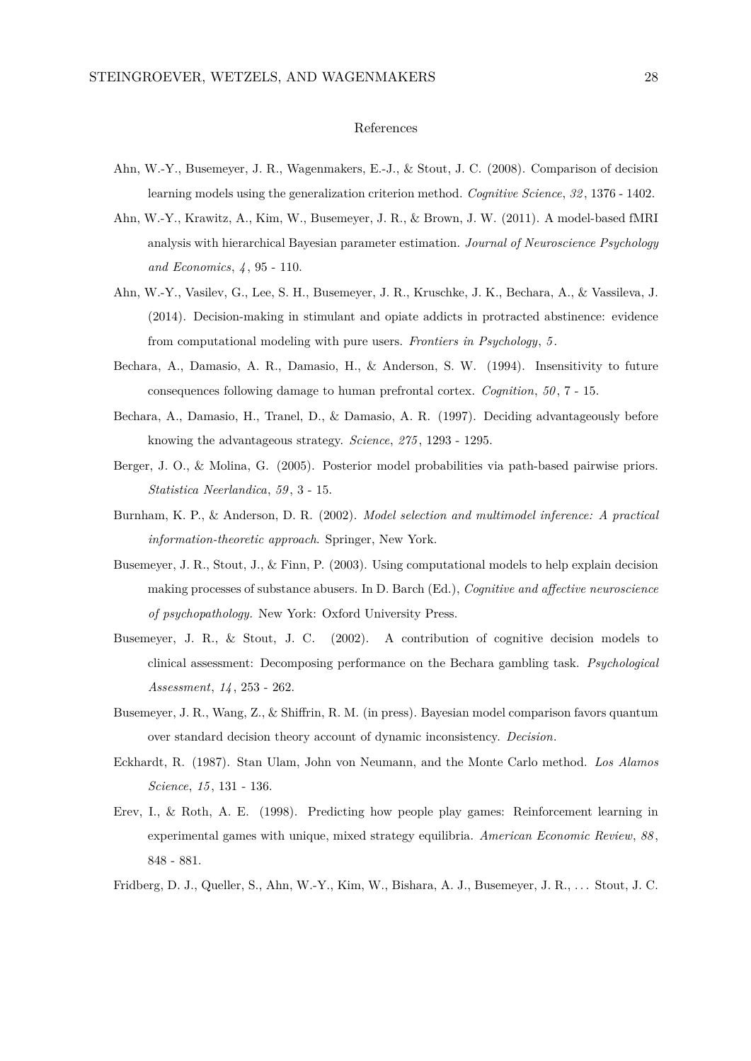# References

Ahn, W.-Y., Busemeyer, J. R., Wagenmakers, E.-J., & Stout, J. C. (2008). Comparison of decision learning models using the generalization criterion method. *Cognitive Science*, *32*, 1376 - 1402.

Ahn, W.-Y., Krawitz, A., Kim, W., Busemeyer, J. R., & Brown, J. W. (2011). A model-based fMRI analysis with hierarchical Bayesian parameter estimation. *Journal of Neuroscience Psychology and Economics*, *4*, 95 - 110.

Ahn, W.-Y., Vasilev, G., Lee, S. H., Busemeyer, J. R., Kruschke, J. K., Bechara, A., & Vassileva, J. (2014). Decision-making in stimulant and opiate addicts in protracted abstinence: evidence from computational modeling with pure users. *Frontiers in Psychology*, *5*.

Bechara, A., Damasio, A. R., Damasio, H., & Anderson, S. W. (1994). Insensitivity to future consequences following damage to human prefrontal cortex. *Cognition*, *50*, 7 - 15.

Bechara, A., Damasio, H., Tranel, D., & Damasio, A. R. (1997). Deciding advantageously before knowing the advantageous strategy. *Science*, *275*, 1293 - 1295.

Berger, J. O., & Molina, G. (2005). Posterior model probabilities via path-based pairwise priors. *Statistica Neerlandica*, *59*, 3 - 15.

Burnham, K. P., & Anderson, D. R. (2002). *Model selection and multimodel inference: A practical information-theoretic approach.* Springer, New York.

Busemeyer, J. R., Stout, J., & Finn, P. (2003). Using computational models to help explain decision making processes of substance abusers. In D. Barch (Ed.), *Cognitive and affective neuroscience of psychopathology.* New York: Oxford University Press.

Busemeyer, J. R., & Stout, J. C. (2002). A contribution of cognitive decision models to clinical assessment: Decomposing performance on the Bechara gambling task. *Psychological Assessment*, *14*, 253 - 262.

Busemeyer, J. R., Wang, Z., & Shiffrin, R. M. (in press). Bayesian model comparison favors quantum over standard decision theory account of dynamic inconsistency. *Decision*.

Eckhardt, R. (1987). Stan Ulam, John von Neumann, and the Monte Carlo method. *Los Alamos Science*, *15*, 131 - 136.

Erev, I., & Roth, A. E. (1998). Predicting how people play games: Reinforcement learning in experimental games with unique, mixed strategy equilibria. *American Economic Review*, *88*, 848 - 881.

Fridberg, D. J., Queller, S., Ahn, W.-Y., Kim, W., Bishara, A. J., Busemeyer, J. R., … Stout, J. C.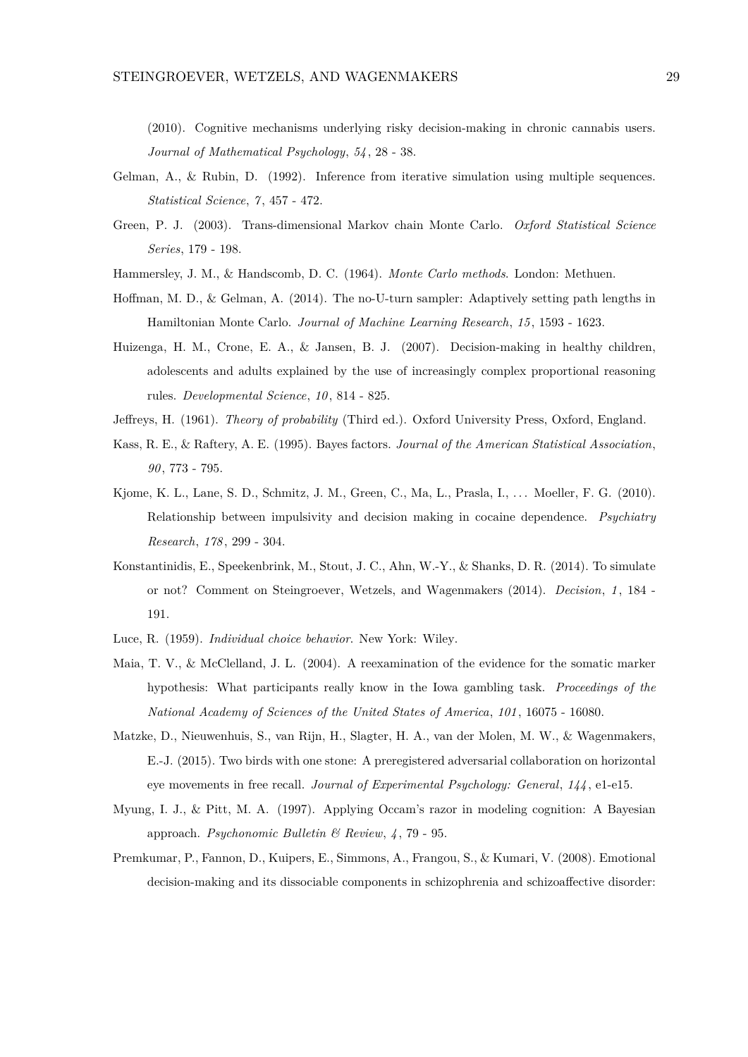(2010). Cognitive mechanisms underlying risky decision-making in chronic cannabis users. *Journal of Mathematical Psychology*, *54*, 28 - 38.

Gelman, A., & Rubin, D. (1992). Inference from iterative simulation using multiple sequences. *Statistical Science*, *7*, 457 - 472.

Green, P. J. (2003). Trans-dimensional Markov chain Monte Carlo. *Oxford Statistical Science Series*, 179 - 198.

Hammersley, J. M., & Handscomb, D. C. (1964). *Monte Carlo methods*. London: Methuen.

Hoffman, M. D., & Gelman, A. (2014). The no-U-turn sampler: Adaptively setting path lengths in Hamiltonian Monte Carlo. *Journal of Machine Learning Research*, *15*, 1593 - 1623.

Huizenga, H. M., Crone, E. A., & Jansen, B. J. (2007). Decision-making in healthy children, adolescents and adults explained by the use of increasingly complex proportional reasoning rules. *Developmental Science*, *10*, 814 - 825.

Jeffreys, H. (1961). *Theory of probability* (Third ed.). Oxford University Press, Oxford, England.

Kass, R. E., & Raftery, A. E. (1995). Bayes factors. *Journal of the American Statistical Association*, *90*, 773 - 795.

Kjome, K. L., Lane, S. D., Schmitz, J. M., Green, C., Ma, L., Prasla, I., ... Moeller, F. G. (2010). Relationship between impulsivity and decision making in cocaine dependence. *Psychiatry Research*, *178*, 299 - 304.

Konstantinidis, E., Speekenbrink, M., Stout, J. C., Ahn, W.-Y., & Shanks, D. R. (2014). To simulate or not? Comment on Steingroever, Wetzels, and Wagenmakers (2014). *Decision*, *1*, 184 - 191.

Luce, R. (1959). *Individual choice behavior*. New York: Wiley.

Maia, T. V., & McClelland, J. L. (2004). A reexamination of the evidence for the somatic marker hypothesis: What participants really know in the Iowa gambling task. *Proceedings of the National Academy of Sciences of the United States of America*, *101*, 16075 - 16080.

Matzke, D., Nieuwenhuis, S., van Rijn, H., Slagter, H. A., van der Molen, M. W., & Wagenmakers, E.-J. (2015). Two birds with one stone: A preregistered adversarial collaboration on horizontal eye movements in free recall. *Journal of Experimental Psychology: General*, *144*, e1-e15.

Myung, I. J., & Pitt, M. A. (1997). Applying Occam's razor in modeling cognition: A Bayesian approach. *Psychonomic Bulletin & Review*, *4*, 79 - 95.

Premkumar, P., Fannon, D., Kuipers, E., Simmons, A., Frangou, S., & Kumari, V. (2008). Emotional decision-making and its dissociable components in schizophrenia and schizoaffective disorder: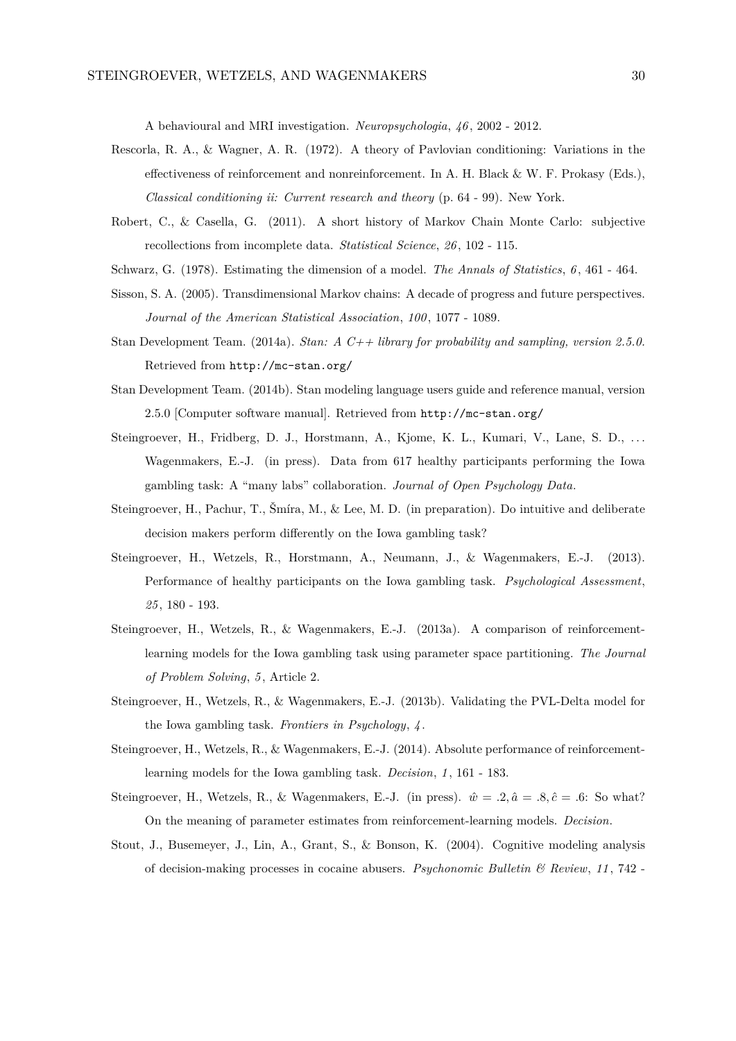A behavioural and MRI investigation. *Neuropsychologia*, *46*, 2002 - 2012.

Rescorla, R. A., & Wagner, A. R. (1972). A theory of Pavlovian conditioning: Variations in the effectiveness of reinforcement and nonreinforcement. In A. H. Black & W. F. Prokasy (Eds.), *Classical conditioning ii: Current research and theory* (p. 64 - 99). New York.

Robert, C., & Casella, G. (2011). A short history of Markov Chain Monte Carlo: subjective recollections from incomplete data. *Statistical Science*, *26*, 102 - 115.

Schwarz, G. (1978). Estimating the dimension of a model. *The Annals of Statistics*, *6*, 461 - 464.

Sisson, S. A. (2005). Transdimensional Markov chains: A decade of progress and future perspectives. *Journal of the American Statistical Association*, *100*, 1077 - 1089.

Stan Development Team. (2014a). *Stan: A C++ library for probability and sampling, version 2.5.0.* Retrieved from `http://mc-stan.org/`

Stan Development Team. (2014b). Stan modeling language users guide and reference manual, version 2.5.0 [Computer software manual]. Retrieved from `http://mc-stan.org/`

Steingroever, H., Fridberg, D. J., Horstmann, A., Kjome, K. L., Kumari, V., Lane, S. D., ... Wagenmakers, E.-J. (in press). Data from 617 healthy participants performing the Iowa gambling task: A "many labs" collaboration. *Journal of Open Psychology Data.*

Steingroever, H., Pachur, T., Šmíra, M., & Lee, M. D. (in preparation). Do intuitive and deliberate decision makers perform differently on the Iowa gambling task?

Steingroever, H., Wetzels, R., Horstmann, A., Neumann, J., & Wagenmakers, E.-J. (2013). Performance of healthy participants on the Iowa gambling task. *Psychological Assessment*, *25*, 180 - 193.

Steingroever, H., Wetzels, R., & Wagenmakers, E.-J. (2013a). A comparison of reinforcement-learning models for the Iowa gambling task using parameter space partitioning. *The Journal of Problem Solving*, *5*, Article 2.

Steingroever, H., Wetzels, R., & Wagenmakers, E.-J. (2013b). Validating the PVL-Delta model for the Iowa gambling task. *Frontiers in Psychology*, *4*.

Steingroever, H., Wetzels, R., & Wagenmakers, E.-J. (2014). Absolute performance of reinforcement-learning models for the Iowa gambling task. *Decision*, *1*, 161 - 183.

Steingroever, H., Wetzels, R., & Wagenmakers, E.-J. (in press). $\hat{w} = .2, \hat{a} = .8, \hat{c} = .6$: So what? On the meaning of parameter estimates from reinforcement-learning models. *Decision.*

Stout, J., Busemeyer, J., Lin, A., Grant, S., & Bonson, K. (2004). Cognitive modeling analysis of decision-making processes in cocaine abusers. *Psychonomic Bulletin & Review*, *11*, 742 -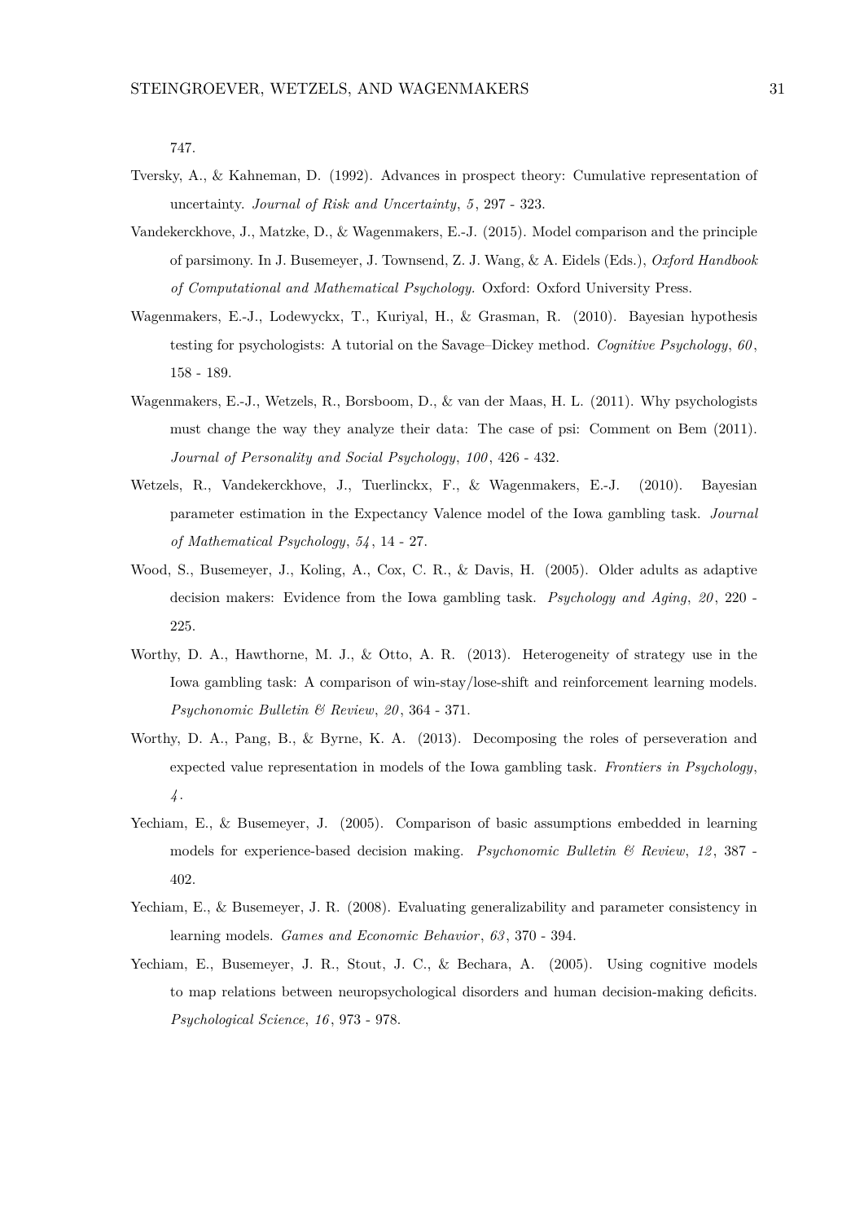747.

Tversky, A., & Kahneman, D. (1992). Advances in prospect theory: Cumulative representation of uncertainty. *Journal of Risk and Uncertainty*, *5*, 297 - 323.

Vandekerckhove, J., Matzke, D., & Wagenmakers, E.-J. (2015). Model comparison and the principle of parsimony. In J. Busemeyer, J. Townsend, Z. J. Wang, & A. Eidels (Eds.), *Oxford Handbook of Computational and Mathematical Psychology.* Oxford: Oxford University Press.

Wagenmakers, E.-J., Lodewyckx, T., Kuriyal, H., & Grasman, R. (2010). Bayesian hypothesis testing for psychologists: A tutorial on the Savage–Dickey method. *Cognitive Psychology*, *60*, 158 - 189.

Wagenmakers, E.-J., Wetzels, R., Borsboom, D., & van der Maas, H. L. (2011). Why psychologists must change the way they analyze their data: The case of psi: Comment on Bem (2011). *Journal of Personality and Social Psychology*, *100*, 426 - 432.

Wetzels, R., Vandekerckhove, J., Tuerlinckx, F., & Wagenmakers, E.-J. (2010). Bayesian parameter estimation in the Expectancy Valence model of the Iowa gambling task. *Journal of Mathematical Psychology*, *54*, 14 - 27.

Wood, S., Busemeyer, J., Koling, A., Cox, C. R., & Davis, H. (2005). Older adults as adaptive decision makers: Evidence from the Iowa gambling task. *Psychology and Aging*, *20*, 220 - 225.

Worthy, D. A., Hawthorne, M. J., & Otto, A. R. (2013). Heterogeneity of strategy use in the Iowa gambling task: A comparison of win-stay/lose-shift and reinforcement learning models. *Psychonomic Bulletin & Review*, *20*, 364 - 371.

Worthy, D. A., Pang, B., & Byrne, K. A. (2013). Decomposing the roles of perseveration and expected value representation in models of the Iowa gambling task. *Frontiers in Psychology*, *4*.

Yechiam, E., & Busemeyer, J. (2005). Comparison of basic assumptions embedded in learning models for experience-based decision making. *Psychonomic Bulletin & Review*, *12*, 387 - 402.

Yechiam, E., & Busemeyer, J. R. (2008). Evaluating generalizability and parameter consistency in learning models. *Games and Economic Behavior*, *63*, 370 - 394.

Yechiam, E., Busemeyer, J. R., Stout, J. C., & Bechara, A. (2005). Using cognitive models to map relations between neuropsychological disorders and human decision-making deficits. *Psychological Science*, *16*, 973 - 978.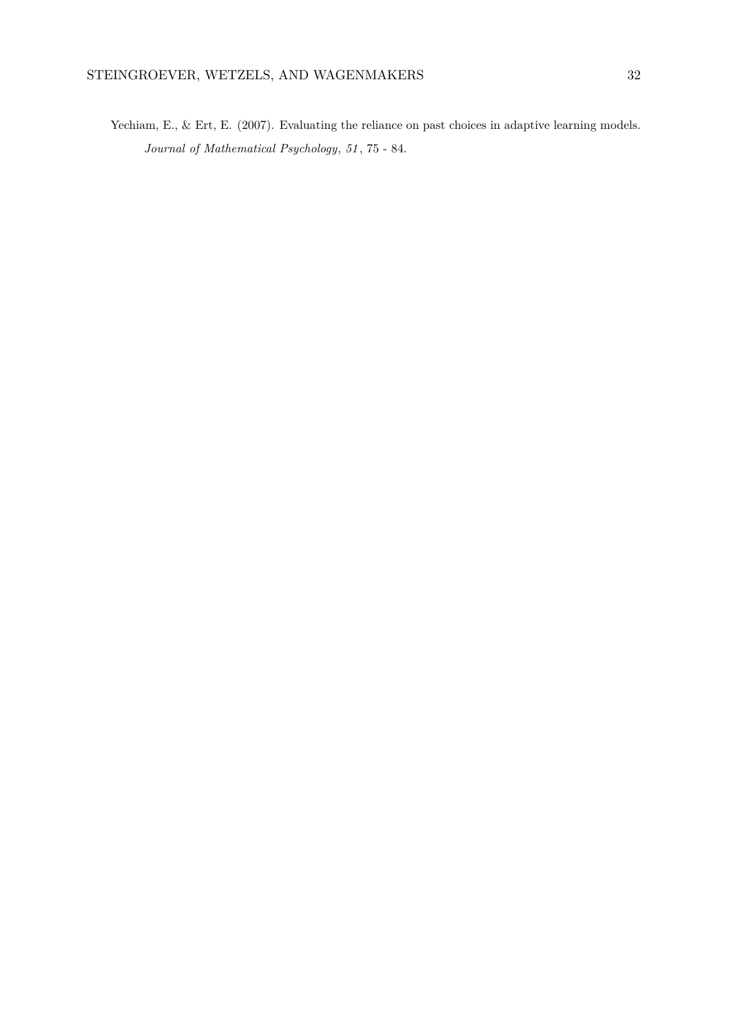Yechiam, E., & Ert, E. (2007). Evaluating the reliance on past choices in adaptive learning models. *Journal of Mathematical Psychology*, *51*, 75 - 84.